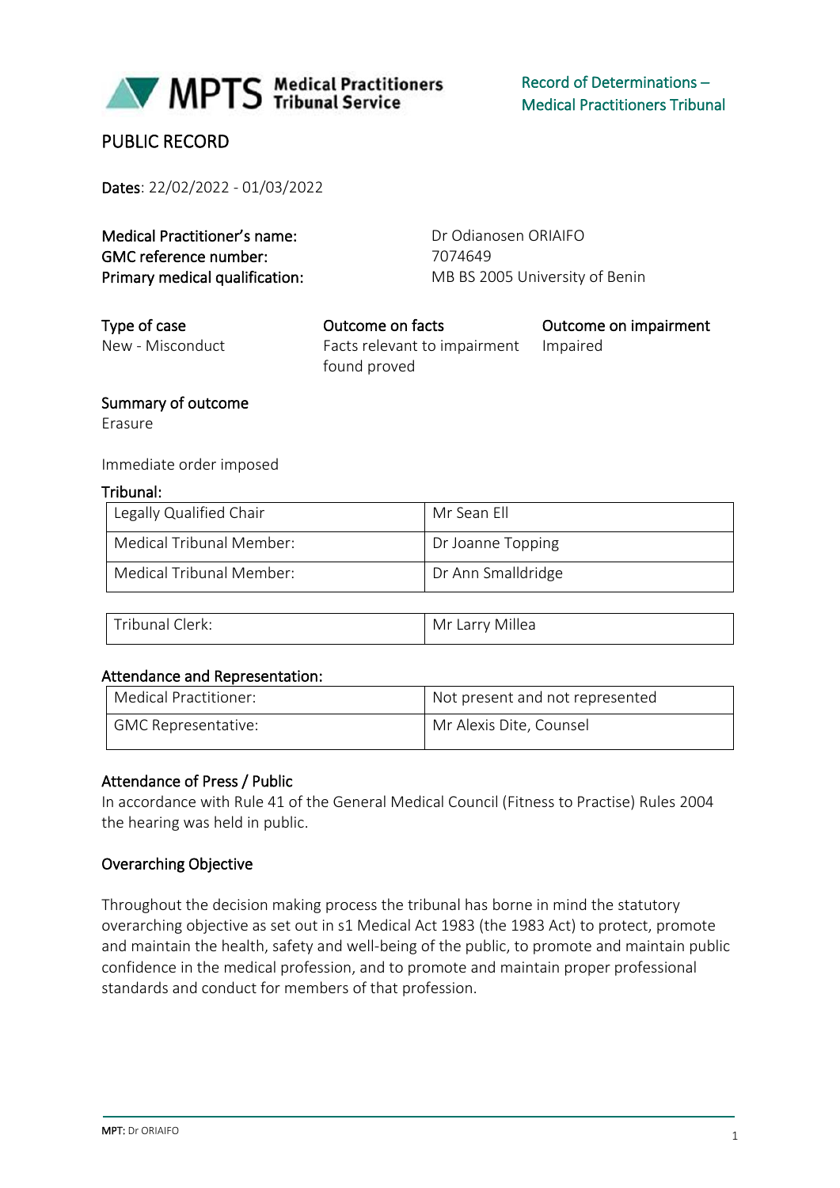**MPTS Medical Practitioners Tribunal Service**

**Record of Determinations – Medical Practitioners Tribunal**

# PUBLIC RECORD

**Dates**: 22/02/2022 - 01/03/2022

| | |
|---|---|
| **Medical Practitioner's name:** | Dr Odianosen ORIAIFO |
| **GMC reference number:** | 7074649 |
| **Primary medical qualification:** | MB BS 2005 University of Benin |

| Type of case | Outcome on facts | Outcome on impairment |
|---|---|---|
| New - Misconduct | Facts relevant to impairment found proved | Impaired |

**Summary of outcome**

Erasure

Immediate order imposed

**Tribunal:**

| | |
|---|---|
| Legally Qualified Chair | Mr Sean Ell |
| Medical Tribunal Member: | Dr Joanne Topping |
| Medical Tribunal Member: | Dr Ann Smalldridge |

| | |
|---|---|
| Tribunal Clerk: | Mr Larry Millea |

**Attendance and Representation:**

| | |
|---|---|
| Medical Practitioner: | Not present and not represented |
| GMC Representative: | Mr Alexis Dite, Counsel |

**Attendance of Press / Public**

In accordance with Rule 41 of the General Medical Council (Fitness to Practise) Rules 2004 the hearing was held in public.

**Overarching Objective**

Throughout the decision making process the tribunal has borne in mind the statutory overarching objective as set out in s1 Medical Act 1983 (the 1983 Act) to protect, promote and maintain the health, safety and well-being of the public, to promote and maintain public confidence in the medical profession, and to promote and maintain proper professional standards and conduct for members of that profession.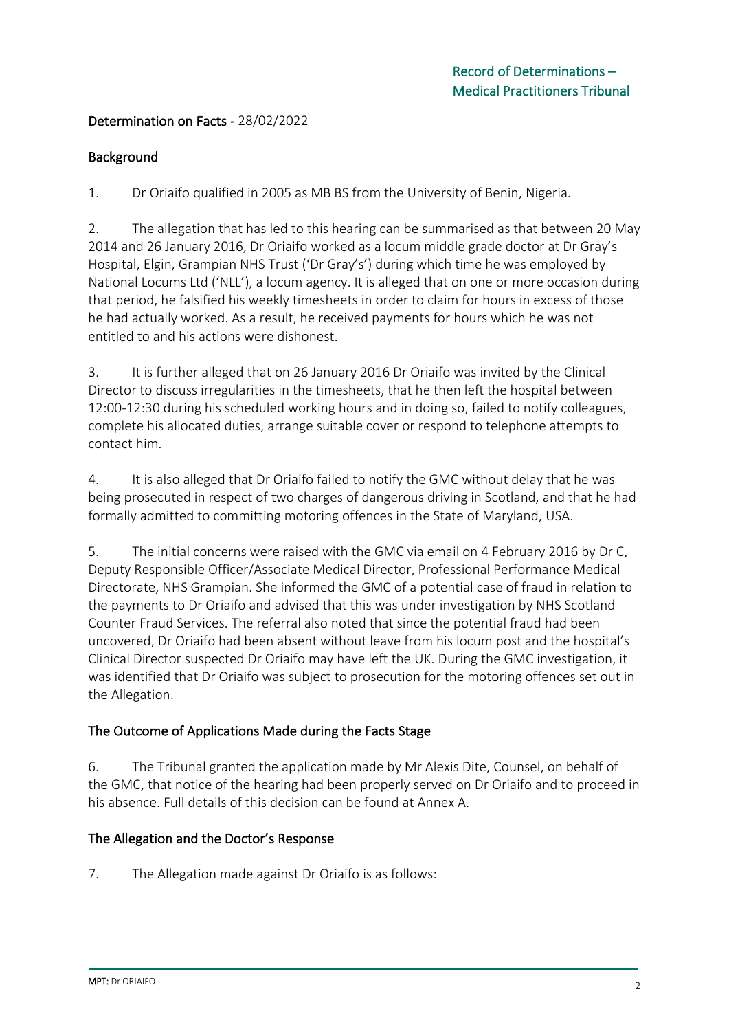## Determination on Facts - 28/02/2022

### Background

1. Dr Oriaifo qualified in 2005 as MB BS from the University of Benin, Nigeria.

2. The allegation that has led to this hearing can be summarised as that between 20 May 2014 and 26 January 2016, Dr Oriaifo worked as a locum middle grade doctor at Dr Gray's Hospital, Elgin, Grampian NHS Trust ('Dr Gray's') during which time he was employed by National Locums Ltd ('NLL'), a locum agency. It is alleged that on one or more occasion during that period, he falsified his weekly timesheets in order to claim for hours in excess of those he had actually worked. As a result, he received payments for hours which he was not entitled to and his actions were dishonest.

3. It is further alleged that on 26 January 2016 Dr Oriaifo was invited by the Clinical Director to discuss irregularities in the timesheets, that he then left the hospital between 12:00-12:30 during his scheduled working hours and in doing so, failed to notify colleagues, complete his allocated duties, arrange suitable cover or respond to telephone attempts to contact him.

4. It is also alleged that Dr Oriaifo failed to notify the GMC without delay that he was being prosecuted in respect of two charges of dangerous driving in Scotland, and that he had formally admitted to committing motoring offences in the State of Maryland, USA.

5. The initial concerns were raised with the GMC via email on 4 February 2016 by Dr C, Deputy Responsible Officer/Associate Medical Director, Professional Performance Medical Directorate, NHS Grampian. She informed the GMC of a potential case of fraud in relation to the payments to Dr Oriaifo and advised that this was under investigation by NHS Scotland Counter Fraud Services. The referral also noted that since the potential fraud had been uncovered, Dr Oriaifo had been absent without leave from his locum post and the hospital's Clinical Director suspected Dr Oriaifo may have left the UK. During the GMC investigation, it was identified that Dr Oriaifo was subject to prosecution for the motoring offences set out in the Allegation.

### The Outcome of Applications Made during the Facts Stage

6. The Tribunal granted the application made by Mr Alexis Dite, Counsel, on behalf of the GMC, that notice of the hearing had been properly served on Dr Oriaifo and to proceed in his absence. Full details of this decision can be found at Annex A.

### The Allegation and the Doctor's Response

7. The Allegation made against Dr Oriaifo is as follows: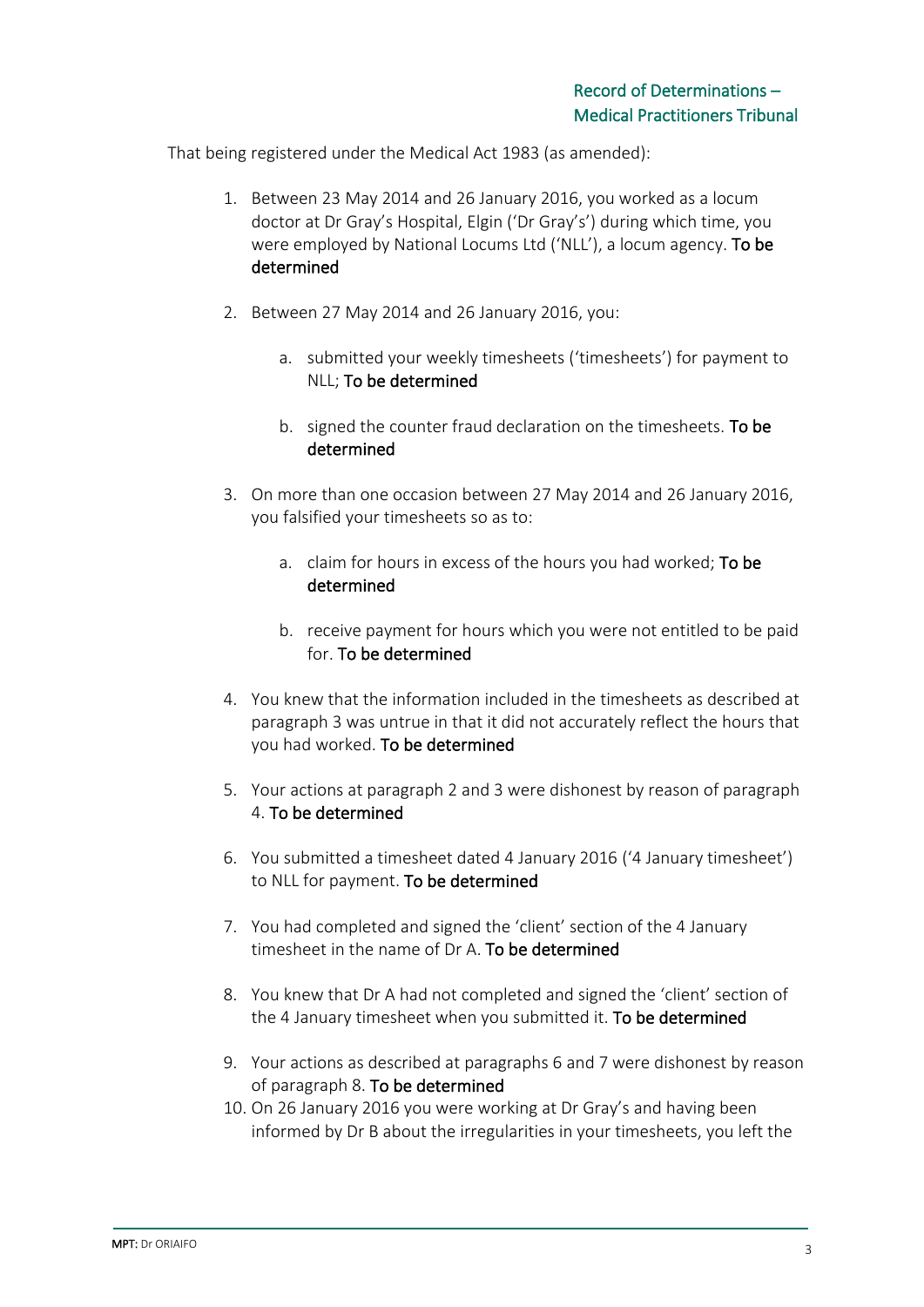That being registered under the Medical Act 1983 (as amended):

1. Between 23 May 2014 and 26 January 2016, you worked as a locum doctor at Dr Gray's Hospital, Elgin ('Dr Gray's') during which time, you were employed by National Locums Ltd ('NLL'), a locum agency. **To be determined**

2. Between 27 May 2014 and 26 January 2016, you:

    a. submitted your weekly timesheets ('timesheets') for payment to NLL; **To be determined**

    b. signed the counter fraud declaration on the timesheets. **To be determined**

3. On more than one occasion between 27 May 2014 and 26 January 2016, you falsified your timesheets so as to:

    a. claim for hours in excess of the hours you had worked; **To be determined**

    b. receive payment for hours which you were not entitled to be paid for. **To be determined**

4. You knew that the information included in the timesheets as described at paragraph 3 was untrue in that it did not accurately reflect the hours that you had worked. **To be determined**

5. Your actions at paragraph 2 and 3 were dishonest by reason of paragraph 4. **To be determined**

6. You submitted a timesheet dated 4 January 2016 ('4 January timesheet') to NLL for payment. **To be determined**

7. You had completed and signed the 'client' section of the 4 January timesheet in the name of Dr A. **To be determined**

8. You knew that Dr A had not completed and signed the 'client' section of the 4 January timesheet when you submitted it. **To be determined**

9. Your actions as described at paragraphs 6 and 7 were dishonest by reason of paragraph 8. **To be determined**

10. On 26 January 2016 you were working at Dr Gray's and having been informed by Dr B about the irregularities in your timesheets, you left the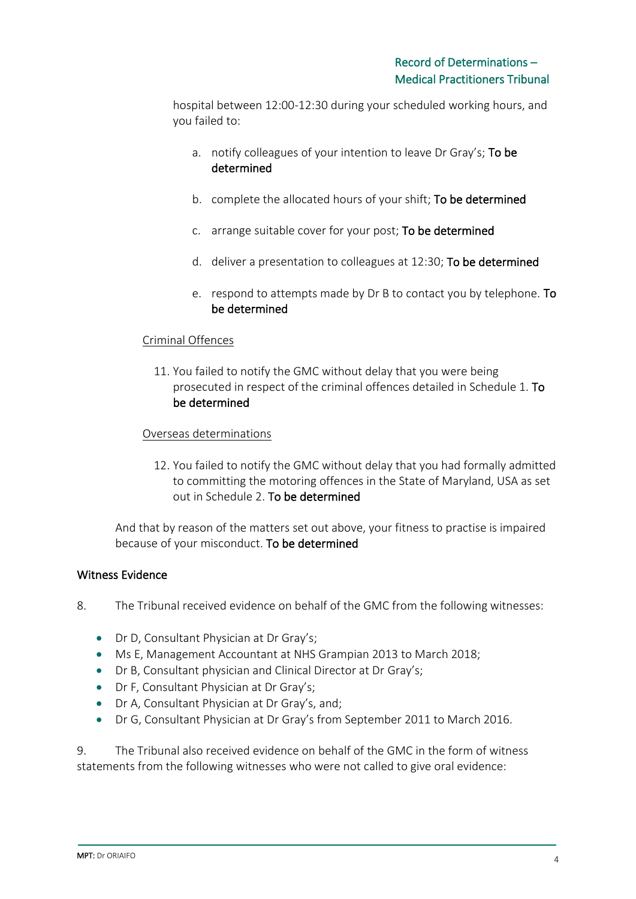hospital between 12:00-12:30 during your scheduled working hours, and you failed to:

a. notify colleagues of your intention to leave Dr Gray's; **To be determined**

b. complete the allocated hours of your shift; **To be determined**

c. arrange suitable cover for your post; **To be determined**

d. deliver a presentation to colleagues at 12:30; **To be determined**

e. respond to attempts made by Dr B to contact you by telephone. **To be determined**

<u>Criminal Offences</u>

11. You failed to notify the GMC without delay that you were being prosecuted in respect of the criminal offences detailed in Schedule 1. **To be determined**

<u>Overseas determinations</u>

12. You failed to notify the GMC without delay that you had formally admitted to committing the motoring offences in the State of Maryland, USA as set out in Schedule 2. **To be determined**

And that by reason of the matters set out above, your fitness to practise is impaired because of your misconduct. **To be determined**

## Witness Evidence

8. The Tribunal received evidence on behalf of the GMC from the following witnesses:

- Dr D, Consultant Physician at Dr Gray's;
- Ms E, Management Accountant at NHS Grampian 2013 to March 2018;
- Dr B, Consultant physician and Clinical Director at Dr Gray's;
- Dr F, Consultant Physician at Dr Gray's;
- Dr A, Consultant Physician at Dr Gray's, and;
- Dr G, Consultant Physician at Dr Gray's from September 2011 to March 2016.

9. The Tribunal also received evidence on behalf of the GMC in the form of witness statements from the following witnesses who were not called to give oral evidence: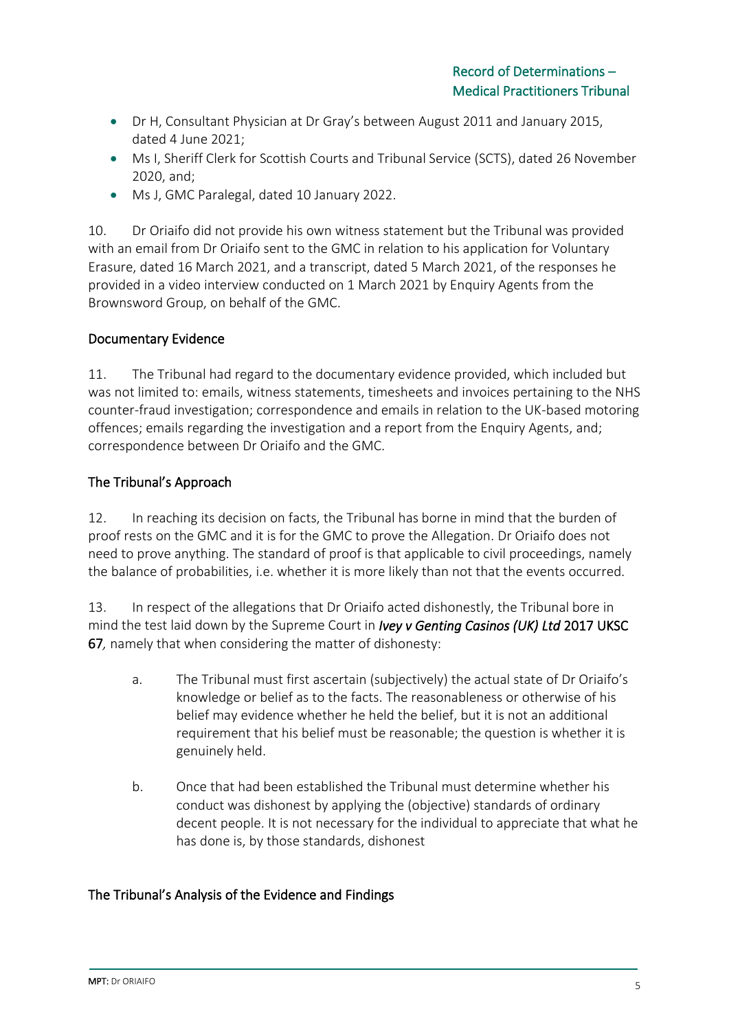- Dr H, Consultant Physician at Dr Gray's between August 2011 and January 2015, dated 4 June 2021;
- Ms I, Sheriff Clerk for Scottish Courts and Tribunal Service (SCTS), dated 26 November 2020, and;
- Ms J, GMC Paralegal, dated 10 January 2022.

10. Dr Oriaifo did not provide his own witness statement but the Tribunal was provided with an email from Dr Oriaifo sent to the GMC in relation to his application for Voluntary Erasure, dated 16 March 2021, and a transcript, dated 5 March 2021, of the responses he provided in a video interview conducted on 1 March 2021 by Enquiry Agents from the Brownsword Group, on behalf of the GMC.

## Documentary Evidence

11. The Tribunal had regard to the documentary evidence provided, which included but was not limited to: emails, witness statements, timesheets and invoices pertaining to the NHS counter-fraud investigation; correspondence and emails in relation to the UK-based motoring offences; emails regarding the investigation and a report from the Enquiry Agents, and; correspondence between Dr Oriaifo and the GMC.

## The Tribunal's Approach

12. In reaching its decision on facts, the Tribunal has borne in mind that the burden of proof rests on the GMC and it is for the GMC to prove the Allegation. Dr Oriaifo does not need to prove anything. The standard of proof is that applicable to civil proceedings, namely the balance of probabilities, i.e. whether it is more likely than not that the events occurred.

13. In respect of the allegations that Dr Oriaifo acted dishonestly, the Tribunal bore in mind the test laid down by the Supreme Court in ***Ivey v Genting Casinos (UK) Ltd* 2017 UKSC 67**, namely that when considering the matter of dishonesty:

   a. The Tribunal must first ascertain (subjectively) the actual state of Dr Oriaifo's knowledge or belief as to the facts. The reasonableness or otherwise of his belief may evidence whether he held the belief, but it is not an additional requirement that his belief must be reasonable; the question is whether it is genuinely held.

   b. Once that had been established the Tribunal must determine whether his conduct was dishonest by applying the (objective) standards of ordinary decent people. It is not necessary for the individual to appreciate that what he has done is, by those standards, dishonest

## The Tribunal's Analysis of the Evidence and Findings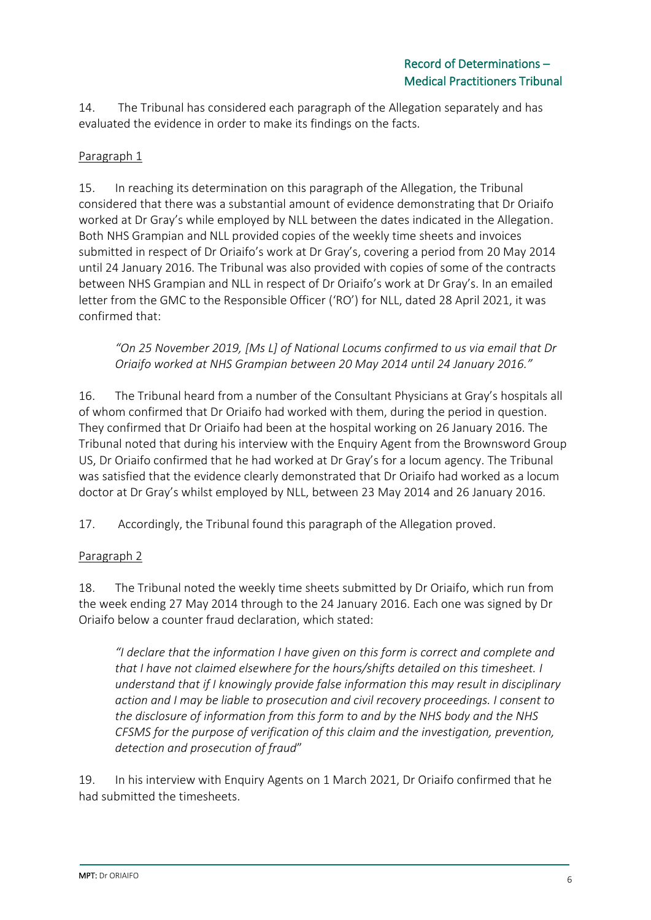14. The Tribunal has considered each paragraph of the Allegation separately and has evaluated the evidence in order to make its findings on the facts.

Paragraph 1

15. In reaching its determination on this paragraph of the Allegation, the Tribunal considered that there was a substantial amount of evidence demonstrating that Dr Oriaifo worked at Dr Gray's while employed by NLL between the dates indicated in the Allegation. Both NHS Grampian and NLL provided copies of the weekly time sheets and invoices submitted in respect of Dr Oriaifo's work at Dr Gray's, covering a period from 20 May 2014 until 24 January 2016. The Tribunal was also provided with copies of some of the contracts between NHS Grampian and NLL in respect of Dr Oriaifo's work at Dr Gray's. In an emailed letter from the GMC to the Responsible Officer ('RO') for NLL, dated 28 April 2021, it was confirmed that:

> *"On 25 November 2019, [Ms L] of National Locums confirmed to us via email that Dr Oriaifo worked at NHS Grampian between 20 May 2014 until 24 January 2016."*

16. The Tribunal heard from a number of the Consultant Physicians at Gray's hospitals all of whom confirmed that Dr Oriaifo had worked with them, during the period in question. They confirmed that Dr Oriaifo had been at the hospital working on 26 January 2016. The Tribunal noted that during his interview with the Enquiry Agent from the Brownsword Group US, Dr Oriaifo confirmed that he had worked at Dr Gray's for a locum agency. The Tribunal was satisfied that the evidence clearly demonstrated that Dr Oriaifo had worked as a locum doctor at Dr Gray's whilst employed by NLL, between 23 May 2014 and 26 January 2016.

17. Accordingly, the Tribunal found this paragraph of the Allegation proved.

Paragraph 2

18. The Tribunal noted the weekly time sheets submitted by Dr Oriaifo, which run from the week ending 27 May 2014 through to the 24 January 2016. Each one was signed by Dr Oriaifo below a counter fraud declaration, which stated:

> *"I declare that the information I have given on this form is correct and complete and that I have not claimed elsewhere for the hours/shifts detailed on this timesheet. I understand that if I knowingly provide false information this may result in disciplinary action and I may be liable to prosecution and civil recovery proceedings. I consent to the disclosure of information from this form to and by the NHS body and the NHS CFSMS for the purpose of verification of this claim and the investigation, prevention, detection and prosecution of fraud"*

19. In his interview with Enquiry Agents on 1 March 2021, Dr Oriaifo confirmed that he had submitted the timesheets.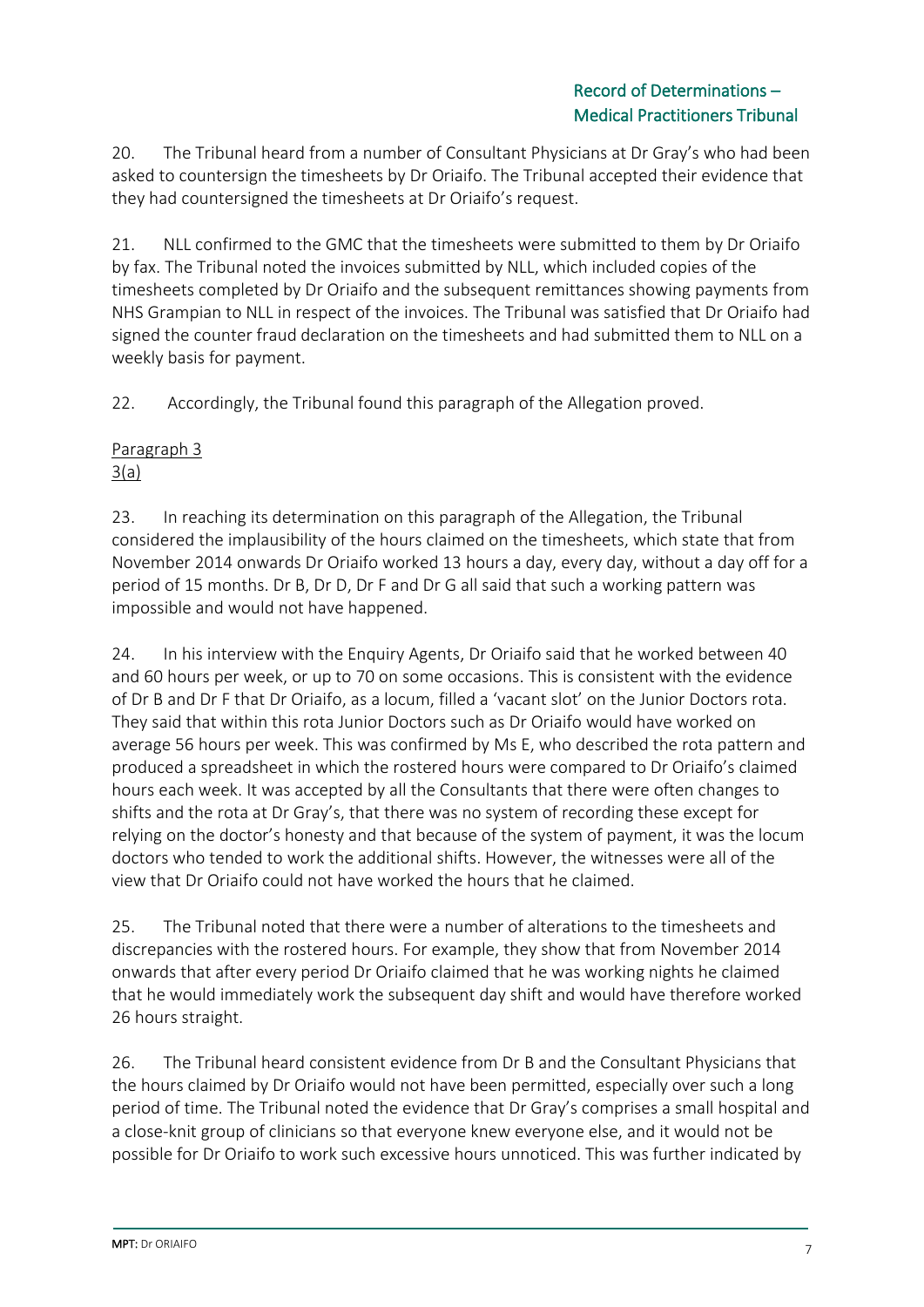20. The Tribunal heard from a number of Consultant Physicians at Dr Gray's who had been asked to countersign the timesheets by Dr Oriaifo. The Tribunal accepted their evidence that they had countersigned the timesheets at Dr Oriaifo's request.

21. NLL confirmed to the GMC that the timesheets were submitted to them by Dr Oriaifo by fax. The Tribunal noted the invoices submitted by NLL, which included copies of the timesheets completed by Dr Oriaifo and the subsequent remittances showing payments from NHS Grampian to NLL in respect of the invoices. The Tribunal was satisfied that Dr Oriaifo had signed the counter fraud declaration on the timesheets and had submitted them to NLL on a weekly basis for payment.

22. Accordingly, the Tribunal found this paragraph of the Allegation proved.

Paragraph 3

3(a)

23. In reaching its determination on this paragraph of the Allegation, the Tribunal considered the implausibility of the hours claimed on the timesheets, which state that from November 2014 onwards Dr Oriaifo worked 13 hours a day, every day, without a day off for a period of 15 months. Dr B, Dr D, Dr F and Dr G all said that such a working pattern was impossible and would not have happened.

24. In his interview with the Enquiry Agents, Dr Oriaifo said that he worked between 40 and 60 hours per week, or up to 70 on some occasions. This is consistent with the evidence of Dr B and Dr F that Dr Oriaifo, as a locum, filled a 'vacant slot' on the Junior Doctors rota. They said that within this rota Junior Doctors such as Dr Oriaifo would have worked on average 56 hours per week. This was confirmed by Ms E, who described the rota pattern and produced a spreadsheet in which the rostered hours were compared to Dr Oriaifo's claimed hours each week. It was accepted by all the Consultants that there were often changes to shifts and the rota at Dr Gray's, that there was no system of recording these except for relying on the doctor's honesty and that because of the system of payment, it was the locum doctors who tended to work the additional shifts. However, the witnesses were all of the view that Dr Oriaifo could not have worked the hours that he claimed.

25. The Tribunal noted that there were a number of alterations to the timesheets and discrepancies with the rostered hours. For example, they show that from November 2014 onwards that after every period Dr Oriaifo claimed that he was working nights he claimed that he would immediately work the subsequent day shift and would have therefore worked 26 hours straight.

26. The Tribunal heard consistent evidence from Dr B and the Consultant Physicians that the hours claimed by Dr Oriaifo would not have been permitted, especially over such a long period of time. The Tribunal noted the evidence that Dr Gray's comprises a small hospital and a close-knit group of clinicians so that everyone knew everyone else, and it would not be possible for Dr Oriaifo to work such excessive hours unnoticed. This was further indicated by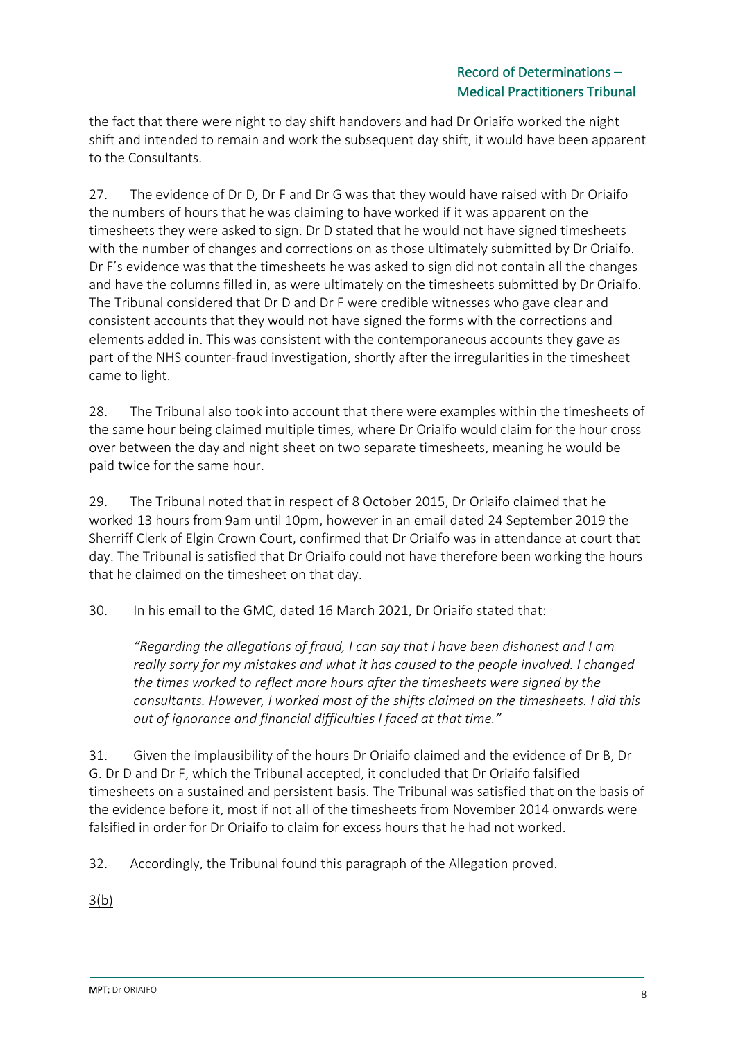the fact that there were night to day shift handovers and had Dr Oriaifo worked the night shift and intended to remain and work the subsequent day shift, it would have been apparent to the Consultants.

27. The evidence of Dr D, Dr F and Dr G was that they would have raised with Dr Oriaifo the numbers of hours that he was claiming to have worked if it was apparent on the timesheets they were asked to sign. Dr D stated that he would not have signed timesheets with the number of changes and corrections on as those ultimately submitted by Dr Oriaifo. Dr F's evidence was that the timesheets he was asked to sign did not contain all the changes and have the columns filled in, as were ultimately on the timesheets submitted by Dr Oriaifo. The Tribunal considered that Dr D and Dr F were credible witnesses who gave clear and consistent accounts that they would not have signed the forms with the corrections and elements added in. This was consistent with the contemporaneous accounts they gave as part of the NHS counter-fraud investigation, shortly after the irregularities in the timesheet came to light.

28. The Tribunal also took into account that there were examples within the timesheets of the same hour being claimed multiple times, where Dr Oriaifo would claim for the hour cross over between the day and night sheet on two separate timesheets, meaning he would be paid twice for the same hour.

29. The Tribunal noted that in respect of 8 October 2015, Dr Oriaifo claimed that he worked 13 hours from 9am until 10pm, however in an email dated 24 September 2019 the Sherriff Clerk of Elgin Crown Court, confirmed that Dr Oriaifo was in attendance at court that day. The Tribunal is satisfied that Dr Oriaifo could not have therefore been working the hours that he claimed on the timesheet on that day.

30. In his email to the GMC, dated 16 March 2021, Dr Oriaifo stated that:

> *"Regarding the allegations of fraud, I can say that I have been dishonest and I am really sorry for my mistakes and what it has caused to the people involved. I changed the times worked to reflect more hours after the timesheets were signed by the consultants. However, I worked most of the shifts claimed on the timesheets. I did this out of ignorance and financial difficulties I faced at that time."*

31. Given the implausibility of the hours Dr Oriaifo claimed and the evidence of Dr B, Dr G. Dr D and Dr F, which the Tribunal accepted, it concluded that Dr Oriaifo falsified timesheets on a sustained and persistent basis. The Tribunal was satisfied that on the basis of the evidence before it, most if not all of the timesheets from November 2014 onwards were falsified in order for Dr Oriaifo to claim for excess hours that he had not worked.

32. Accordingly, the Tribunal found this paragraph of the Allegation proved.

3(b)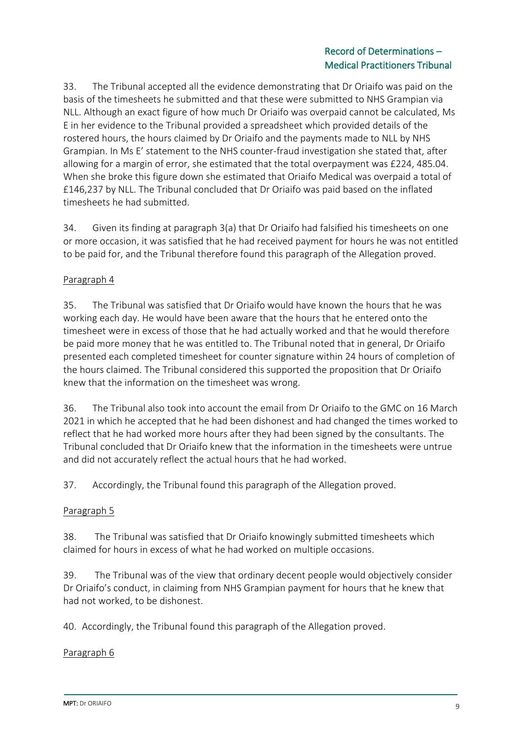33. The Tribunal accepted all the evidence demonstrating that Dr Oriaifo was paid on the basis of the timesheets he submitted and that these were submitted to NHS Grampian via NLL. Although an exact figure of how much Dr Oriaifo was overpaid cannot be calculated, Ms E in her evidence to the Tribunal provided a spreadsheet which provided details of the rostered hours, the hours claimed by Dr Oriaifo and the payments made to NLL by NHS Grampian. In Ms E' statement to the NHS counter-fraud investigation she stated that, after allowing for a margin of error, she estimated that the total overpayment was £224, 485.04. When she broke this figure down she estimated that Oriaifo Medical was overpaid a total of £146,237 by NLL. The Tribunal concluded that Dr Oriaifo was paid based on the inflated timesheets he had submitted.

34. Given its finding at paragraph 3(a) that Dr Oriaifo had falsified his timesheets on one or more occasion, it was satisfied that he had received payment for hours he was not entitled to be paid for, and the Tribunal therefore found this paragraph of the Allegation proved.

Paragraph 4

35. The Tribunal was satisfied that Dr Oriaifo would have known the hours that he was working each day. He would have been aware that the hours that he entered onto the timesheet were in excess of those that he had actually worked and that he would therefore be paid more money that he was entitled to. The Tribunal noted that in general, Dr Oriaifo presented each completed timesheet for counter signature within 24 hours of completion of the hours claimed. The Tribunal considered this supported the proposition that Dr Oriaifo knew that the information on the timesheet was wrong.

36. The Tribunal also took into account the email from Dr Oriaifo to the GMC on 16 March 2021 in which he accepted that he had been dishonest and had changed the times worked to reflect that he had worked more hours after they had been signed by the consultants. The Tribunal concluded that Dr Oriaifo knew that the information in the timesheets were untrue and did not accurately reflect the actual hours that he had worked.

37. Accordingly, the Tribunal found this paragraph of the Allegation proved.

Paragraph 5

38. The Tribunal was satisfied that Dr Oriaifo knowingly submitted timesheets which claimed for hours in excess of what he had worked on multiple occasions.

39. The Tribunal was of the view that ordinary decent people would objectively consider Dr Oriaifo's conduct, in claiming from NHS Grampian payment for hours that he knew that had not worked, to be dishonest.

40. Accordingly, the Tribunal found this paragraph of the Allegation proved.

Paragraph 6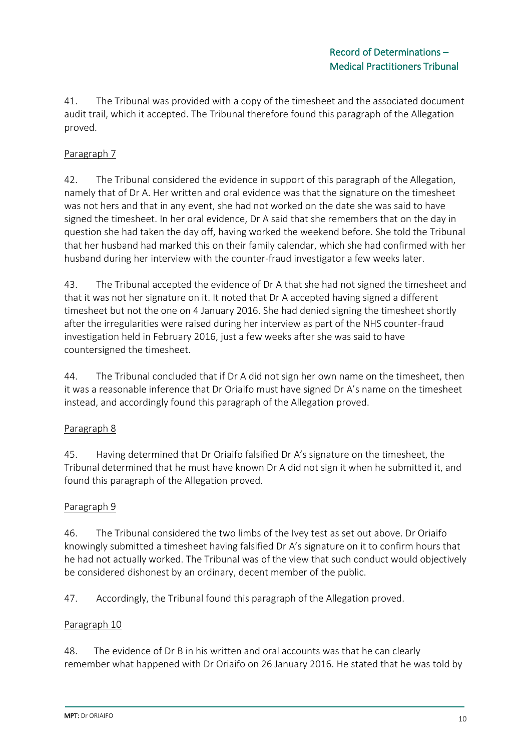41. The Tribunal was provided with a copy of the timesheet and the associated document audit trail, which it accepted. The Tribunal therefore found this paragraph of the Allegation proved.

Paragraph 7

42. The Tribunal considered the evidence in support of this paragraph of the Allegation, namely that of Dr A. Her written and oral evidence was that the signature on the timesheet was not hers and that in any event, she had not worked on the date she was said to have signed the timesheet. In her oral evidence, Dr A said that she remembers that on the day in question she had taken the day off, having worked the weekend before. She told the Tribunal that her husband had marked this on their family calendar, which she had confirmed with her husband during her interview with the counter-fraud investigator a few weeks later.

43. The Tribunal accepted the evidence of Dr A that she had not signed the timesheet and that it was not her signature on it. It noted that Dr A accepted having signed a different timesheet but not the one on 4 January 2016. She had denied signing the timesheet shortly after the irregularities were raised during her interview as part of the NHS counter-fraud investigation held in February 2016, just a few weeks after she was said to have countersigned the timesheet.

44. The Tribunal concluded that if Dr A did not sign her own name on the timesheet, then it was a reasonable inference that Dr Oriaifo must have signed Dr A's name on the timesheet instead, and accordingly found this paragraph of the Allegation proved.

Paragraph 8

45. Having determined that Dr Oriaifo falsified Dr A's signature on the timesheet, the Tribunal determined that he must have known Dr A did not sign it when he submitted it, and found this paragraph of the Allegation proved.

Paragraph 9

46. The Tribunal considered the two limbs of the Ivey test as set out above. Dr Oriaifo knowingly submitted a timesheet having falsified Dr A's signature on it to confirm hours that he had not actually worked. The Tribunal was of the view that such conduct would objectively be considered dishonest by an ordinary, decent member of the public.

47. Accordingly, the Tribunal found this paragraph of the Allegation proved.

Paragraph 10

48. The evidence of Dr B in his written and oral accounts was that he can clearly remember what happened with Dr Oriaifo on 26 January 2016. He stated that he was told by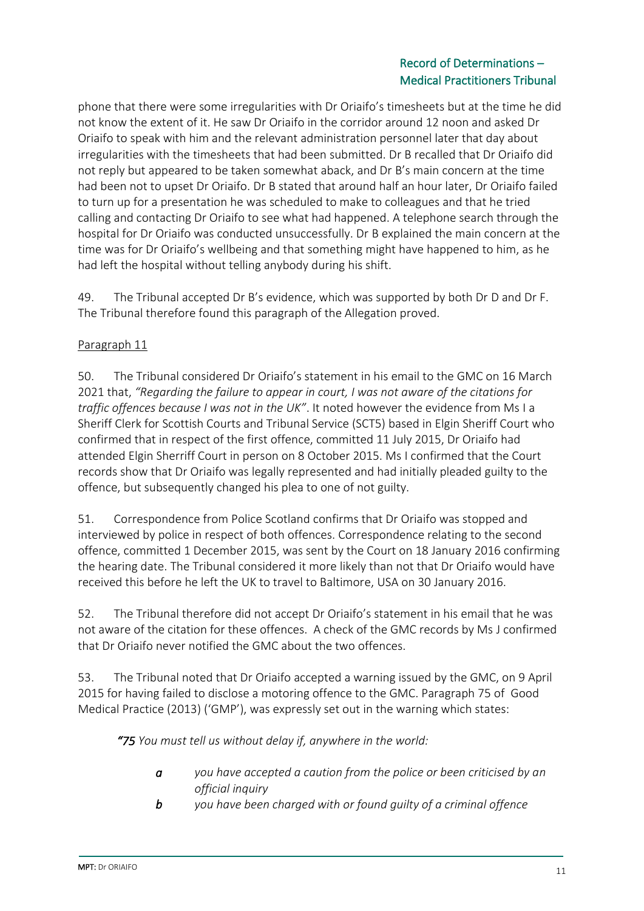phone that there were some irregularities with Dr Oriaifo's timesheets but at the time he did not know the extent of it. He saw Dr Oriaifo in the corridor around 12 noon and asked Dr Oriaifo to speak with him and the relevant administration personnel later that day about irregularities with the timesheets that had been submitted. Dr B recalled that Dr Oriaifo did not reply but appeared to be taken somewhat aback, and Dr B's main concern at the time had been not to upset Dr Oriaifo. Dr B stated that around half an hour later, Dr Oriaifo failed to turn up for a presentation he was scheduled to make to colleagues and that he tried calling and contacting Dr Oriaifo to see what had happened. A telephone search through the hospital for Dr Oriaifo was conducted unsuccessfully. Dr B explained the main concern at the time was for Dr Oriaifo's wellbeing and that something might have happened to him, as he had left the hospital without telling anybody during his shift.

49. The Tribunal accepted Dr B's evidence, which was supported by both Dr D and Dr F. The Tribunal therefore found this paragraph of the Allegation proved.

Paragraph 11

50. The Tribunal considered Dr Oriaifo's statement in his email to the GMC on 16 March 2021 that, *"Regarding the failure to appear in court, I was not aware of the citations for traffic offences because I was not in the UK"*. It noted however the evidence from Ms I a Sheriff Clerk for Scottish Courts and Tribunal Service (SCT5) based in Elgin Sheriff Court who confirmed that in respect of the first offence, committed 11 July 2015, Dr Oriaifo had attended Elgin Sherriff Court in person on 8 October 2015. Ms I confirmed that the Court records show that Dr Oriaifo was legally represented and had initially pleaded guilty to the offence, but subsequently changed his plea to one of not guilty.

51. Correspondence from Police Scotland confirms that Dr Oriaifo was stopped and interviewed by police in respect of both offences. Correspondence relating to the second offence, committed 1 December 2015, was sent by the Court on 18 January 2016 confirming the hearing date. The Tribunal considered it more likely than not that Dr Oriaifo would have received this before he left the UK to travel to Baltimore, USA on 30 January 2016.

52. The Tribunal therefore did not accept Dr Oriaifo's statement in his email that he was not aware of the citation for these offences. A check of the GMC records by Ms J confirmed that Dr Oriaifo never notified the GMC about the two offences.

53. The Tribunal noted that Dr Oriaifo accepted a warning issued by the GMC, on 9 April 2015 for having failed to disclose a motoring offence to the GMC. Paragraph 75 of Good Medical Practice (2013) ('GMP'), was expressly set out in the warning which states:

> *"75 You must tell us without delay if, anywhere in the world:*
>
> *a you have accepted a caution from the police or been criticised by an official inquiry*
>
> *b you have been charged with or found guilty of a criminal offence*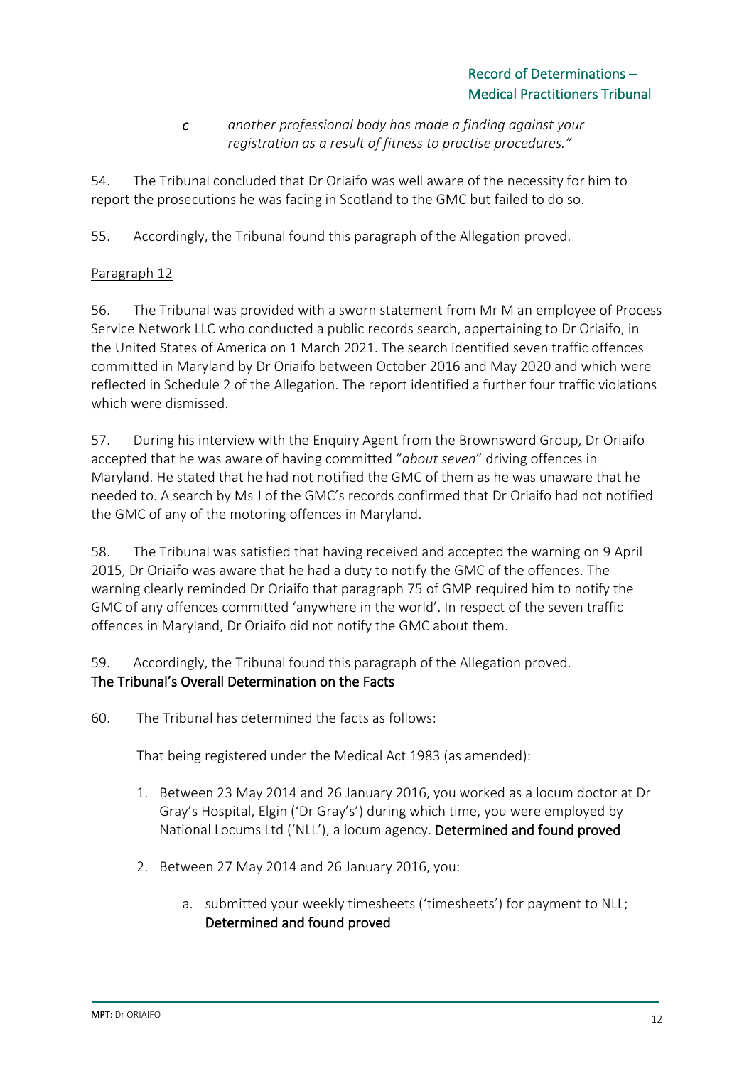*c* *another professional body has made a finding against your registration as a result of fitness to practise procedures."*

54. The Tribunal concluded that Dr Oriaifo was well aware of the necessity for him to report the prosecutions he was facing in Scotland to the GMC but failed to do so.

55. Accordingly, the Tribunal found this paragraph of the Allegation proved.

Paragraph 12

56. The Tribunal was provided with a sworn statement from Mr M an employee of Process Service Network LLC who conducted a public records search, appertaining to Dr Oriaifo, in the United States of America on 1 March 2021. The search identified seven traffic offences committed in Maryland by Dr Oriaifo between October 2016 and May 2020 and which were reflected in Schedule 2 of the Allegation. The report identified a further four traffic violations which were dismissed.

57. During his interview with the Enquiry Agent from the Brownsword Group, Dr Oriaifo accepted that he was aware of having committed "*about seven*" driving offences in Maryland. He stated that he had not notified the GMC of them as he was unaware that he needed to. A search by Ms J of the GMC's records confirmed that Dr Oriaifo had not notified the GMC of any of the motoring offences in Maryland.

58. The Tribunal was satisfied that having received and accepted the warning on 9 April 2015, Dr Oriaifo was aware that he had a duty to notify the GMC of the offences. The warning clearly reminded Dr Oriaifo that paragraph 75 of GMP required him to notify the GMC of any offences committed 'anywhere in the world'. In respect of the seven traffic offences in Maryland, Dr Oriaifo did not notify the GMC about them.

59. Accordingly, the Tribunal found this paragraph of the Allegation proved.

## The Tribunal's Overall Determination on the Facts

60. The Tribunal has determined the facts as follows:

That being registered under the Medical Act 1983 (as amended):

1. Between 23 May 2014 and 26 January 2016, you worked as a locum doctor at Dr Gray's Hospital, Elgin ('Dr Gray's') during which time, you were employed by National Locums Ltd ('NLL'), a locum agency. **Determined and found proved**

2. Between 27 May 2014 and 26 January 2016, you:

   a. submitted your weekly timesheets ('timesheets') for payment to NLL; **Determined and found proved**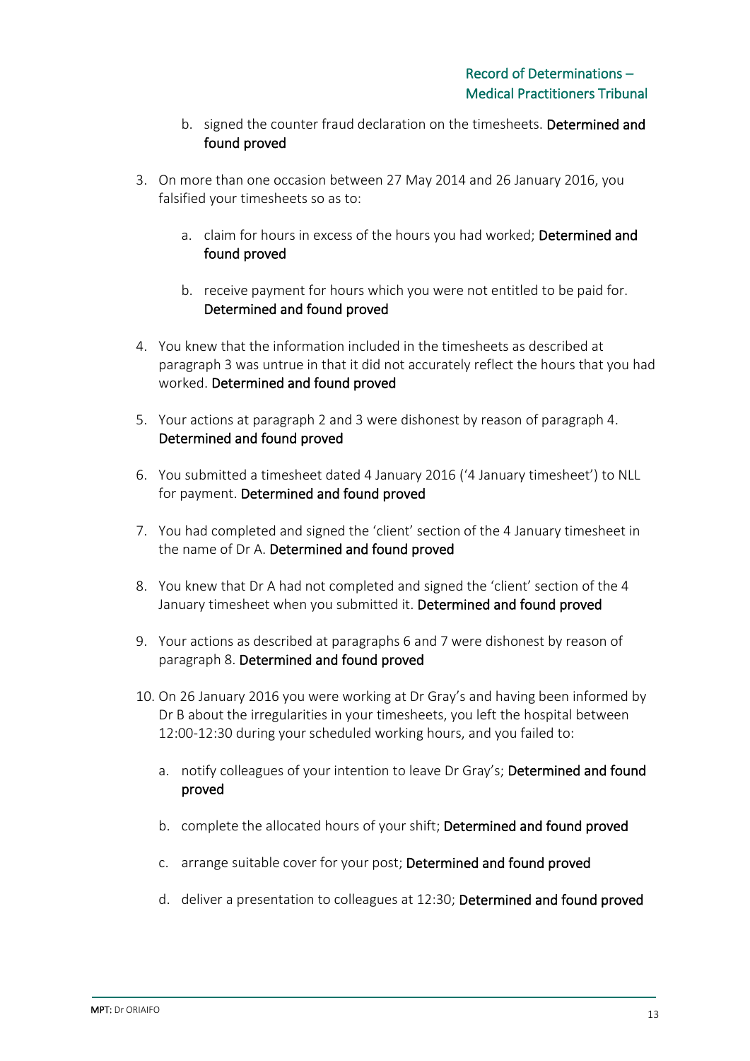b. signed the counter fraud declaration on the timesheets. **Determined and found proved**

3. On more than one occasion between 27 May 2014 and 26 January 2016, you falsified your timesheets so as to:

   a. claim for hours in excess of the hours you had worked; **Determined and found proved**

   b. receive payment for hours which you were not entitled to be paid for. **Determined and found proved**

4. You knew that the information included in the timesheets as described at paragraph 3 was untrue in that it did not accurately reflect the hours that you had worked. **Determined and found proved**

5. Your actions at paragraph 2 and 3 were dishonest by reason of paragraph 4. **Determined and found proved**

6. You submitted a timesheet dated 4 January 2016 ('4 January timesheet') to NLL for payment. **Determined and found proved**

7. You had completed and signed the 'client' section of the 4 January timesheet in the name of Dr A. **Determined and found proved**

8. You knew that Dr A had not completed and signed the 'client' section of the 4 January timesheet when you submitted it. **Determined and found proved**

9. Your actions as described at paragraphs 6 and 7 were dishonest by reason of paragraph 8. **Determined and found proved**

10. On 26 January 2016 you were working at Dr Gray's and having been informed by Dr B about the irregularities in your timesheets, you left the hospital between 12:00-12:30 during your scheduled working hours, and you failed to:

    a. notify colleagues of your intention to leave Dr Gray's; **Determined and found proved**

    b. complete the allocated hours of your shift; **Determined and found proved**

    c. arrange suitable cover for your post; **Determined and found proved**

    d. deliver a presentation to colleagues at 12:30; **Determined and found proved**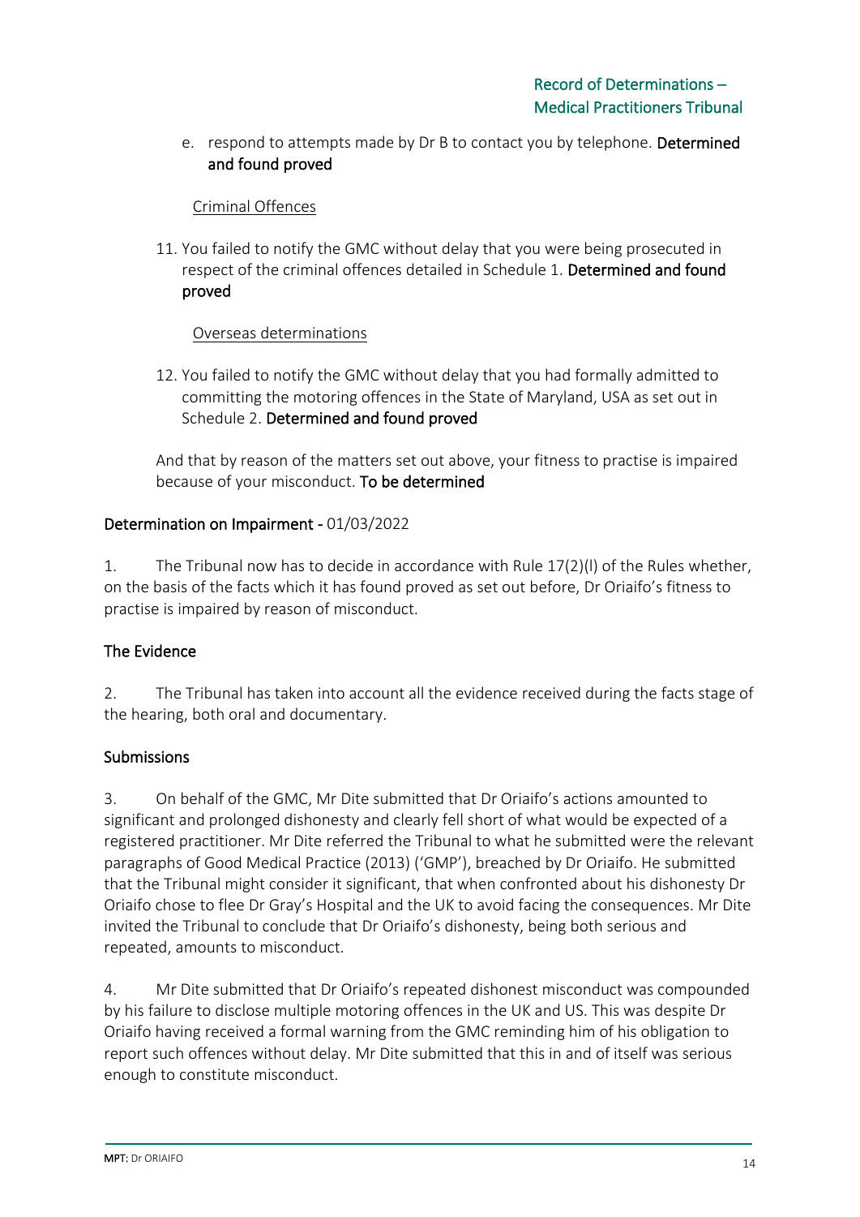e. respond to attempts made by Dr B to contact you by telephone. **Determined and found proved**

<u>Criminal Offences</u>

11. You failed to notify the GMC without delay that you were being prosecuted in respect of the criminal offences detailed in Schedule 1. **Determined and found proved**

<u>Overseas determinations</u>

12. You failed to notify the GMC without delay that you had formally admitted to committing the motoring offences in the State of Maryland, USA as set out in Schedule 2. **Determined and found proved**

And that by reason of the matters set out above, your fitness to practise is impaired because of your misconduct. **To be determined**

## Determination on Impairment - 01/03/2022

1. The Tribunal now has to decide in accordance with Rule 17(2)(l) of the Rules whether, on the basis of the facts which it has found proved as set out before, Dr Oriaifo's fitness to practise is impaired by reason of misconduct.

### The Evidence

2. The Tribunal has taken into account all the evidence received during the facts stage of the hearing, both oral and documentary.

### Submissions

3. On behalf of the GMC, Mr Dite submitted that Dr Oriaifo's actions amounted to significant and prolonged dishonesty and clearly fell short of what would be expected of a registered practitioner. Mr Dite referred the Tribunal to what he submitted were the relevant paragraphs of Good Medical Practice (2013) ('GMP'), breached by Dr Oriaifo. He submitted that the Tribunal might consider it significant, that when confronted about his dishonesty Dr Oriaifo chose to flee Dr Gray's Hospital and the UK to avoid facing the consequences. Mr Dite invited the Tribunal to conclude that Dr Oriaifo's dishonesty, being both serious and repeated, amounts to misconduct.

4. Mr Dite submitted that Dr Oriaifo's repeated dishonest misconduct was compounded by his failure to disclose multiple motoring offences in the UK and US. This was despite Dr Oriaifo having received a formal warning from the GMC reminding him of his obligation to report such offences without delay. Mr Dite submitted that this in and of itself was serious enough to constitute misconduct.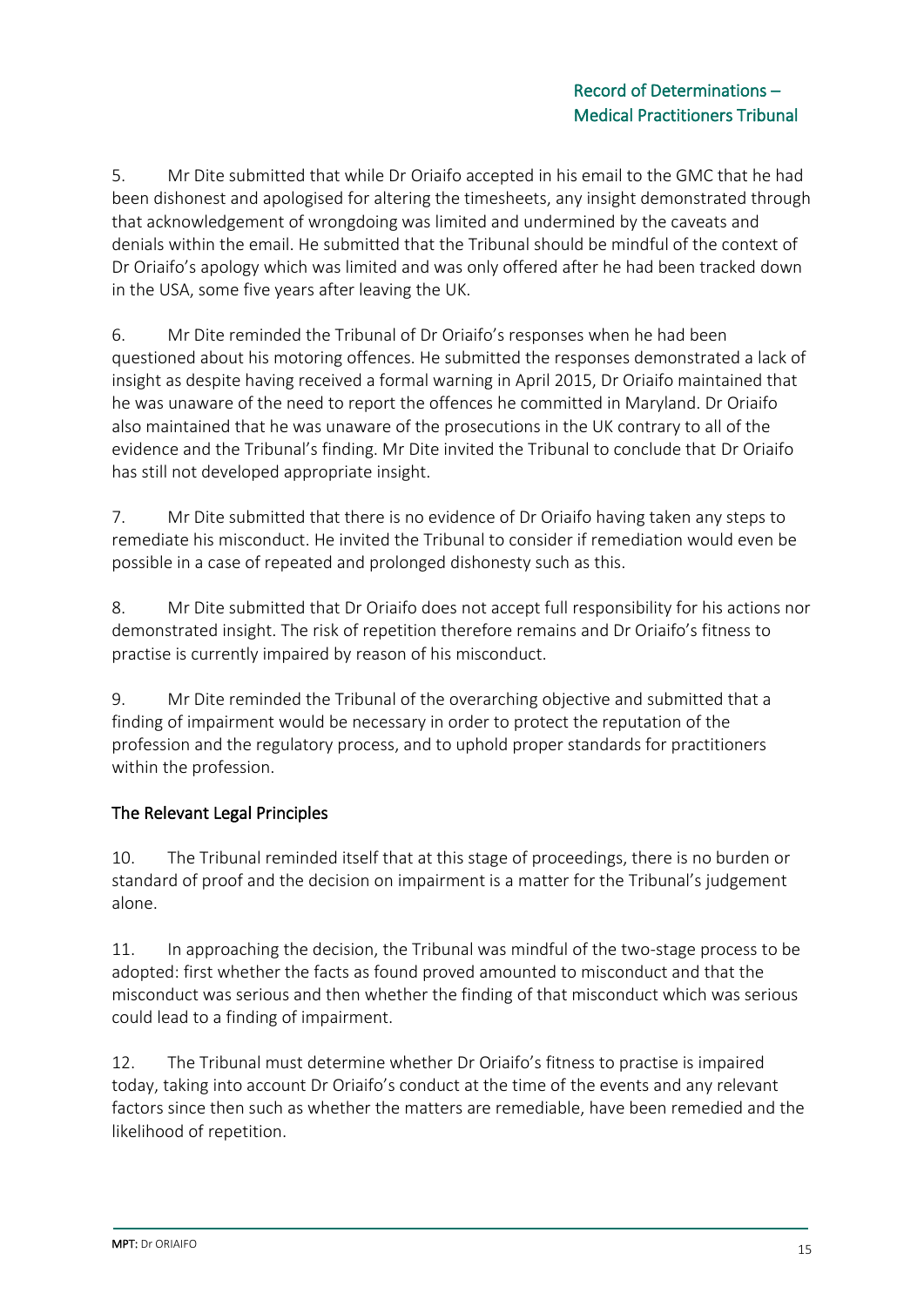5. Mr Dite submitted that while Dr Oriaifo accepted in his email to the GMC that he had been dishonest and apologised for altering the timesheets, any insight demonstrated through that acknowledgement of wrongdoing was limited and undermined by the caveats and denials within the email. He submitted that the Tribunal should be mindful of the context of Dr Oriaifo's apology which was limited and was only offered after he had been tracked down in the USA, some five years after leaving the UK.

6. Mr Dite reminded the Tribunal of Dr Oriaifo's responses when he had been questioned about his motoring offences. He submitted the responses demonstrated a lack of insight as despite having received a formal warning in April 2015, Dr Oriaifo maintained that he was unaware of the need to report the offences he committed in Maryland. Dr Oriaifo also maintained that he was unaware of the prosecutions in the UK contrary to all of the evidence and the Tribunal's finding. Mr Dite invited the Tribunal to conclude that Dr Oriaifo has still not developed appropriate insight.

7. Mr Dite submitted that there is no evidence of Dr Oriaifo having taken any steps to remediate his misconduct. He invited the Tribunal to consider if remediation would even be possible in a case of repeated and prolonged dishonesty such as this.

8. Mr Dite submitted that Dr Oriaifo does not accept full responsibility for his actions nor demonstrated insight. The risk of repetition therefore remains and Dr Oriaifo's fitness to practise is currently impaired by reason of his misconduct.

9. Mr Dite reminded the Tribunal of the overarching objective and submitted that a finding of impairment would be necessary in order to protect the reputation of the profession and the regulatory process, and to uphold proper standards for practitioners within the profession.

## The Relevant Legal Principles

10. The Tribunal reminded itself that at this stage of proceedings, there is no burden or standard of proof and the decision on impairment is a matter for the Tribunal's judgement alone.

11. In approaching the decision, the Tribunal was mindful of the two-stage process to be adopted: first whether the facts as found proved amounted to misconduct and that the misconduct was serious and then whether the finding of that misconduct which was serious could lead to a finding of impairment.

12. The Tribunal must determine whether Dr Oriaifo's fitness to practise is impaired today, taking into account Dr Oriaifo's conduct at the time of the events and any relevant factors since then such as whether the matters are remediable, have been remedied and the likelihood of repetition.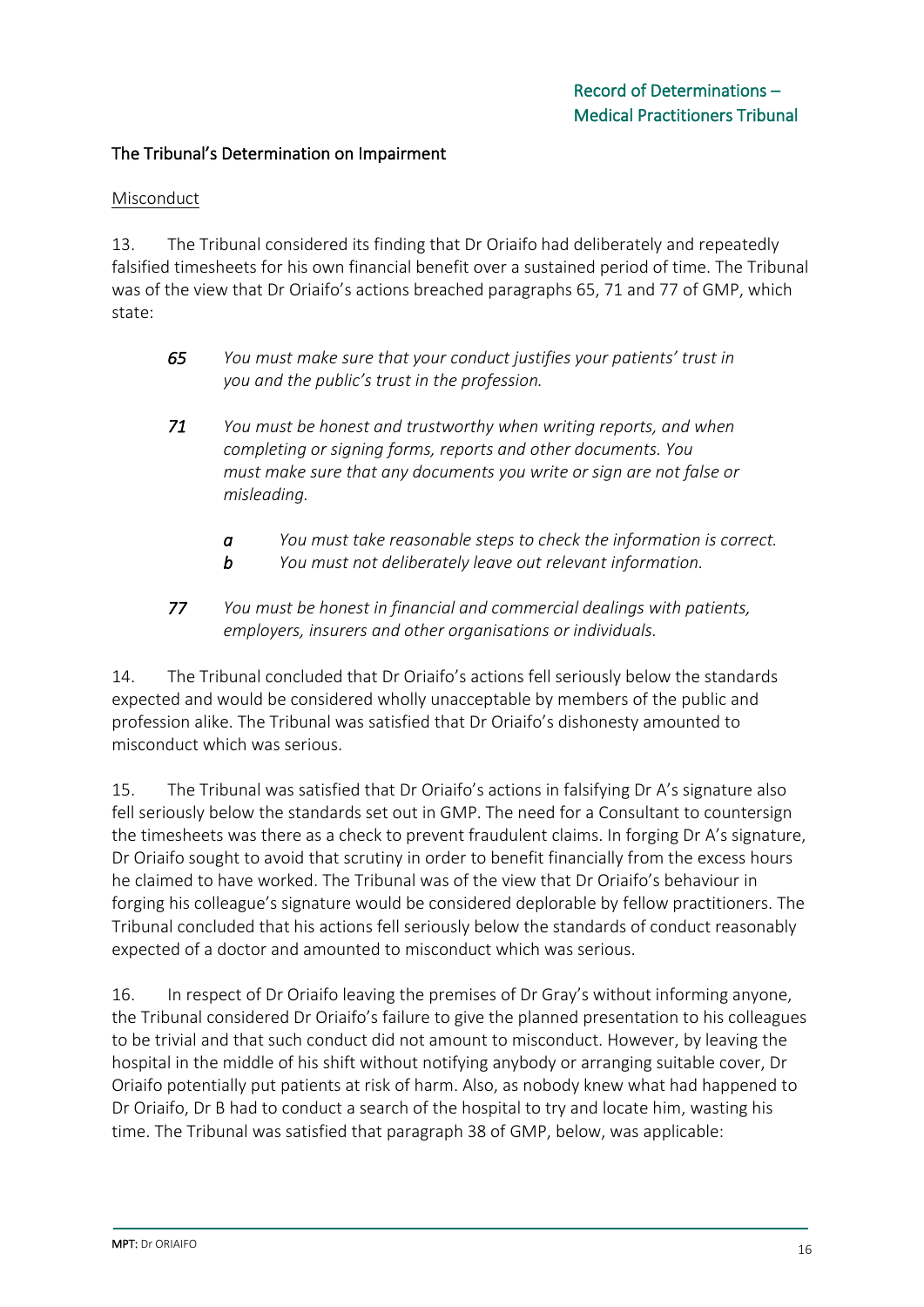## The Tribunal's Determination on Impairment

### Misconduct

13. The Tribunal considered its finding that Dr Oriaifo had deliberately and repeatedly falsified timesheets for his own financial benefit over a sustained period of time. The Tribunal was of the view that Dr Oriaifo's actions breached paragraphs 65, 71 and 77 of GMP, which state:

> ***65*** *You must make sure that your conduct justifies your patients' trust in you and the public's trust in the profession.*
>
> ***71*** *You must be honest and trustworthy when writing reports, and when completing or signing forms, reports and other documents. You must make sure that any documents you write or sign are not false or misleading.*
>
> > ***a*** *You must take reasonable steps to check the information is correct.*
> > ***b*** *You must not deliberately leave out relevant information.*
>
> ***77*** *You must be honest in financial and commercial dealings with patients, employers, insurers and other organisations or individuals.*

14. The Tribunal concluded that Dr Oriaifo's actions fell seriously below the standards expected and would be considered wholly unacceptable by members of the public and profession alike. The Tribunal was satisfied that Dr Oriaifo's dishonesty amounted to misconduct which was serious.

15. The Tribunal was satisfied that Dr Oriaifo's actions in falsifying Dr A's signature also fell seriously below the standards set out in GMP. The need for a Consultant to countersign the timesheets was there as a check to prevent fraudulent claims. In forging Dr A's signature, Dr Oriaifo sought to avoid that scrutiny in order to benefit financially from the excess hours he claimed to have worked. The Tribunal was of the view that Dr Oriaifo's behaviour in forging his colleague's signature would be considered deplorable by fellow practitioners. The Tribunal concluded that his actions fell seriously below the standards of conduct reasonably expected of a doctor and amounted to misconduct which was serious.

16. In respect of Dr Oriaifo leaving the premises of Dr Gray's without informing anyone, the Tribunal considered Dr Oriaifo's failure to give the planned presentation to his colleagues to be trivial and that such conduct did not amount to misconduct. However, by leaving the hospital in the middle of his shift without notifying anybody or arranging suitable cover, Dr Oriaifo potentially put patients at risk of harm. Also, as nobody knew what had happened to Dr Oriaifo, Dr B had to conduct a search of the hospital to try and locate him, wasting his time. The Tribunal was satisfied that paragraph 38 of GMP, below, was applicable: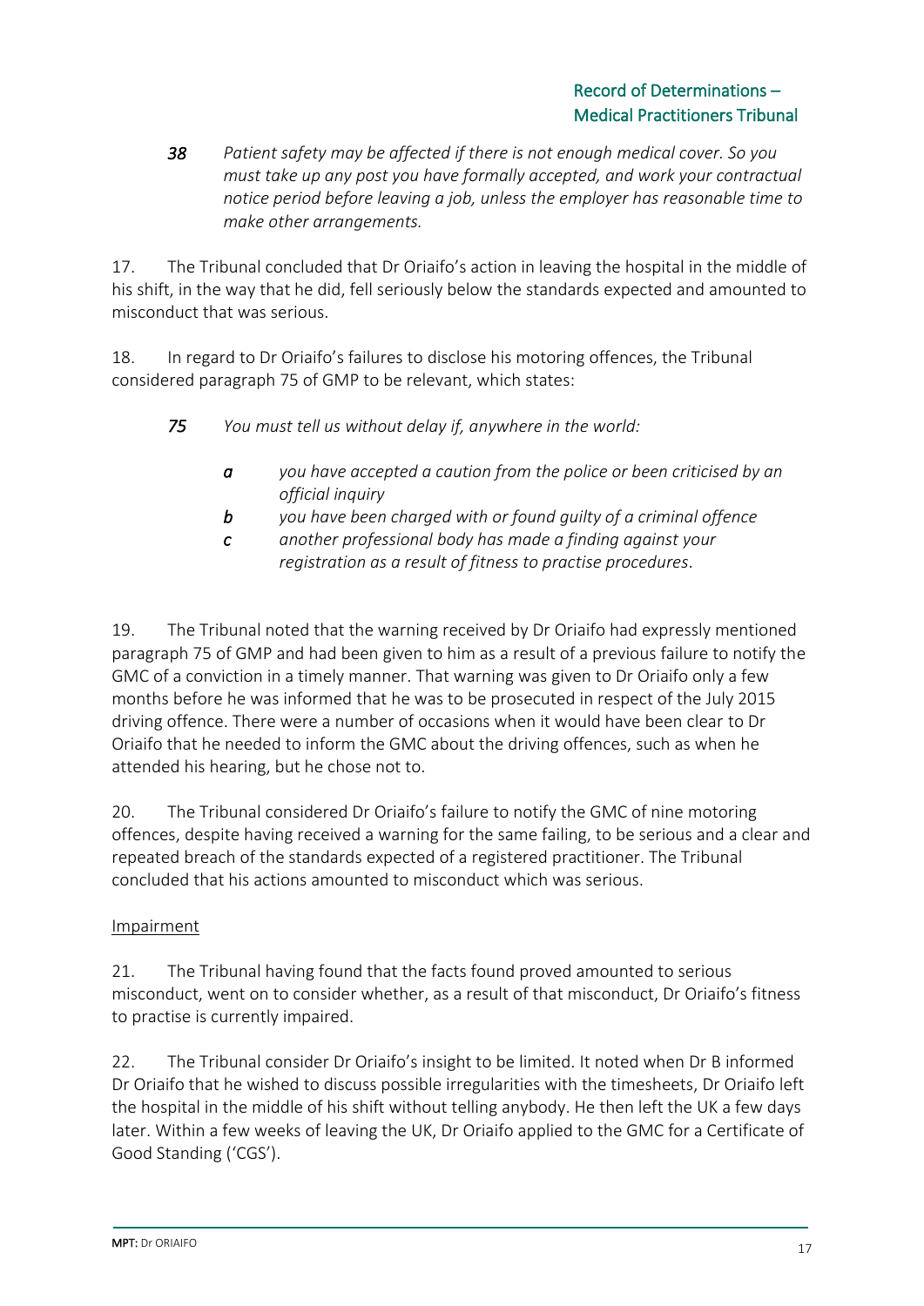> *38* *Patient safety may be affected if there is not enough medical cover. So you must take up any post you have formally accepted, and work your contractual notice period before leaving a job, unless the employer has reasonable time to make other arrangements.*

17. The Tribunal concluded that Dr Oriaifo's action in leaving the hospital in the middle of his shift, in the way that he did, fell seriously below the standards expected and amounted to misconduct that was serious.

18. In regard to Dr Oriaifo's failures to disclose his motoring offences, the Tribunal considered paragraph 75 of GMP to be relevant, which states:

> *75* *You must tell us without delay if, anywhere in the world:*
>
> *a* *you have accepted a caution from the police or been criticised by an official inquiry*
>
> *b* *you have been charged with or found guilty of a criminal offence*
>
> *c* *another professional body has made a finding against your registration as a result of fitness to practise procedures.*

19. The Tribunal noted that the warning received by Dr Oriaifo had expressly mentioned paragraph 75 of GMP and had been given to him as a result of a previous failure to notify the GMC of a conviction in a timely manner. That warning was given to Dr Oriaifo only a few months before he was informed that he was to be prosecuted in respect of the July 2015 driving offence. There were a number of occasions when it would have been clear to Dr Oriaifo that he needed to inform the GMC about the driving offences, such as when he attended his hearing, but he chose not to.

20. The Tribunal considered Dr Oriaifo's failure to notify the GMC of nine motoring offences, despite having received a warning for the same failing, to be serious and a clear and repeated breach of the standards expected of a registered practitioner. The Tribunal concluded that his actions amounted to misconduct which was serious.

Impairment

21. The Tribunal having found that the facts found proved amounted to serious misconduct, went on to consider whether, as a result of that misconduct, Dr Oriaifo's fitness to practise is currently impaired.

22. The Tribunal consider Dr Oriaifo's insight to be limited. It noted when Dr B informed Dr Oriaifo that he wished to discuss possible irregularities with the timesheets, Dr Oriaifo left the hospital in the middle of his shift without telling anybody. He then left the UK a few days later. Within a few weeks of leaving the UK, Dr Oriaifo applied to the GMC for a Certificate of Good Standing ('CGS').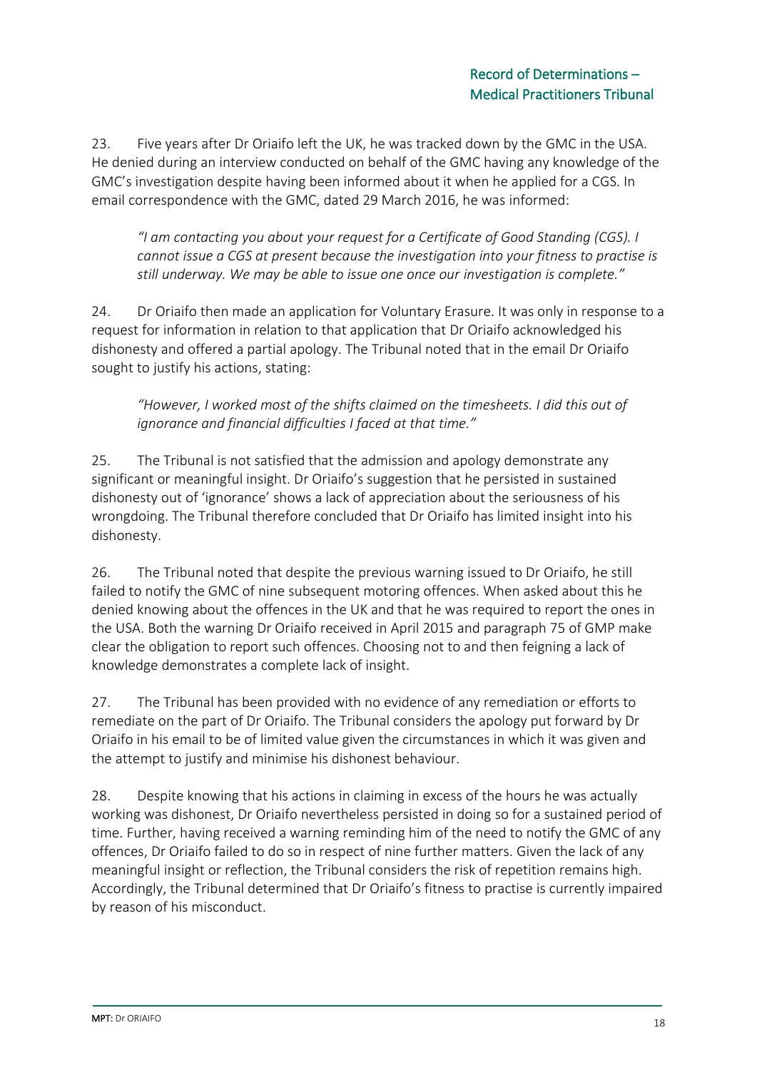23. Five years after Dr Oriaifo left the UK, he was tracked down by the GMC in the USA. He denied during an interview conducted on behalf of the GMC having any knowledge of the GMC's investigation despite having been informed about it when he applied for a CGS. In email correspondence with the GMC, dated 29 March 2016, he was informed:

> *"I am contacting you about your request for a Certificate of Good Standing (CGS). I cannot issue a CGS at present because the investigation into your fitness to practise is still underway. We may be able to issue one once our investigation is complete."*

24. Dr Oriaifo then made an application for Voluntary Erasure. It was only in response to a request for information in relation to that application that Dr Oriaifo acknowledged his dishonesty and offered a partial apology. The Tribunal noted that in the email Dr Oriaifo sought to justify his actions, stating:

> *"However, I worked most of the shifts claimed on the timesheets. I did this out of ignorance and financial difficulties I faced at that time."*

25. The Tribunal is not satisfied that the admission and apology demonstrate any significant or meaningful insight. Dr Oriaifo's suggestion that he persisted in sustained dishonesty out of 'ignorance' shows a lack of appreciation about the seriousness of his wrongdoing. The Tribunal therefore concluded that Dr Oriaifo has limited insight into his dishonesty.

26. The Tribunal noted that despite the previous warning issued to Dr Oriaifo, he still failed to notify the GMC of nine subsequent motoring offences. When asked about this he denied knowing about the offences in the UK and that he was required to report the ones in the USA. Both the warning Dr Oriaifo received in April 2015 and paragraph 75 of GMP make clear the obligation to report such offences. Choosing not to and then feigning a lack of knowledge demonstrates a complete lack of insight.

27. The Tribunal has been provided with no evidence of any remediation or efforts to remediate on the part of Dr Oriaifo. The Tribunal considers the apology put forward by Dr Oriaifo in his email to be of limited value given the circumstances in which it was given and the attempt to justify and minimise his dishonest behaviour.

28. Despite knowing that his actions in claiming in excess of the hours he was actually working was dishonest, Dr Oriaifo nevertheless persisted in doing so for a sustained period of time. Further, having received a warning reminding him of the need to notify the GMC of any offences, Dr Oriaifo failed to do so in respect of nine further matters. Given the lack of any meaningful insight or reflection, the Tribunal considers the risk of repetition remains high. Accordingly, the Tribunal determined that Dr Oriaifo's fitness to practise is currently impaired by reason of his misconduct.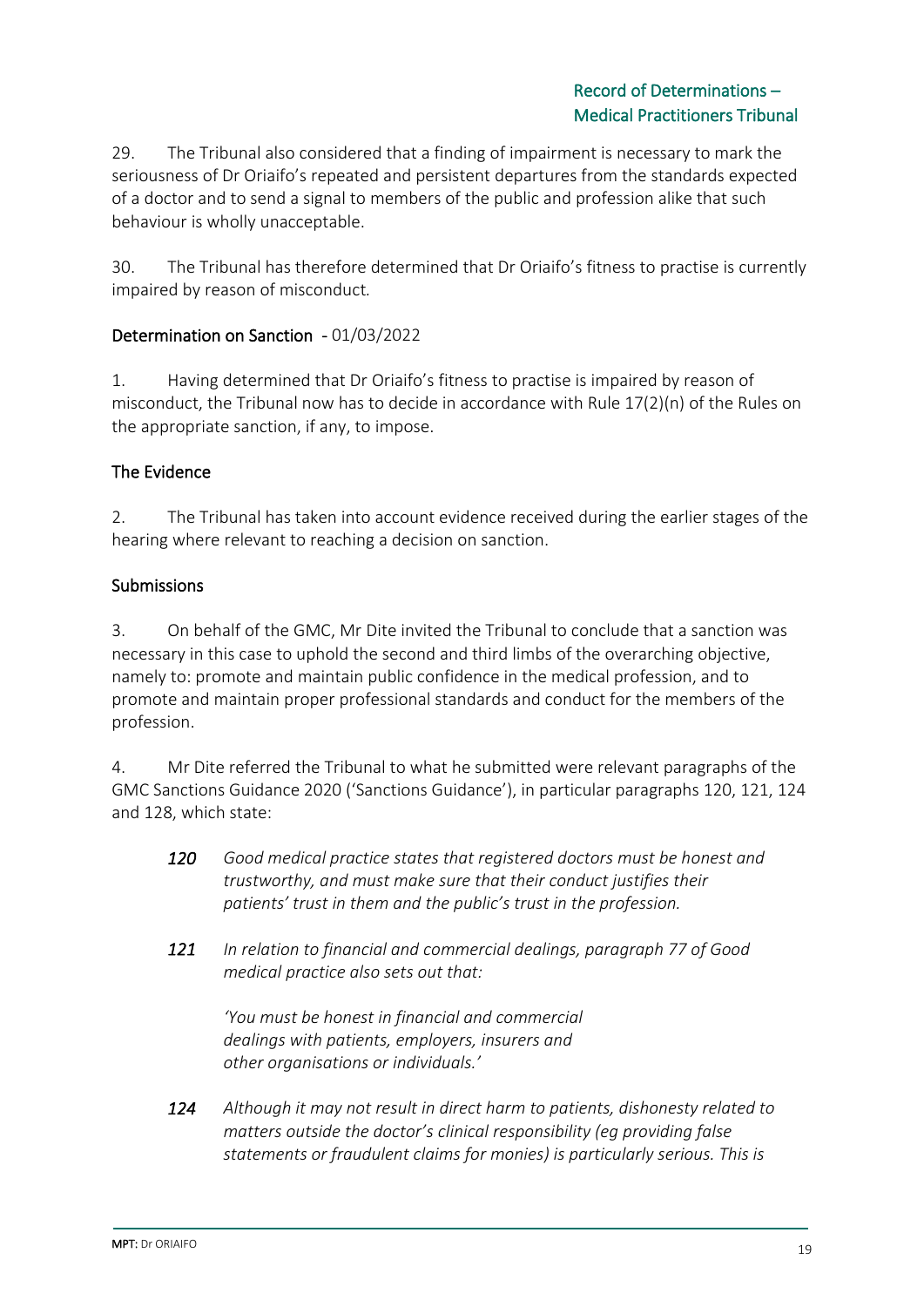29. The Tribunal also considered that a finding of impairment is necessary to mark the seriousness of Dr Oriaifo's repeated and persistent departures from the standards expected of a doctor and to send a signal to members of the public and profession alike that such behaviour is wholly unacceptable.

30. The Tribunal has therefore determined that Dr Oriaifo's fitness to practise is currently impaired by reason of misconduct.

## Determination on Sanction - 01/03/2022

1. Having determined that Dr Oriaifo's fitness to practise is impaired by reason of misconduct, the Tribunal now has to decide in accordance with Rule 17(2)(n) of the Rules on the appropriate sanction, if any, to impose.

### The Evidence

2. The Tribunal has taken into account evidence received during the earlier stages of the hearing where relevant to reaching a decision on sanction.

### Submissions

3. On behalf of the GMC, Mr Dite invited the Tribunal to conclude that a sanction was necessary in this case to uphold the second and third limbs of the overarching objective, namely to: promote and maintain public confidence in the medical profession, and to promote and maintain proper professional standards and conduct for the members of the profession.

4. Mr Dite referred the Tribunal to what he submitted were relevant paragraphs of the GMC Sanctions Guidance 2020 ('Sanctions Guidance'), in particular paragraphs 120, 121, 124 and 128, which state:

> ***120*** *Good medical practice states that registered doctors must be honest and trustworthy, and must make sure that their conduct justifies their patients' trust in them and the public's trust in the profession.*
>
> ***121*** *In relation to financial and commercial dealings, paragraph 77 of Good medical practice also sets out that:*
>
> > *'You must be honest in financial and commercial dealings with patients, employers, insurers and other organisations or individuals.'*
>
> ***124*** *Although it may not result in direct harm to patients, dishonesty related to matters outside the doctor's clinical responsibility (eg providing false statements or fraudulent claims for monies) is particularly serious. This is*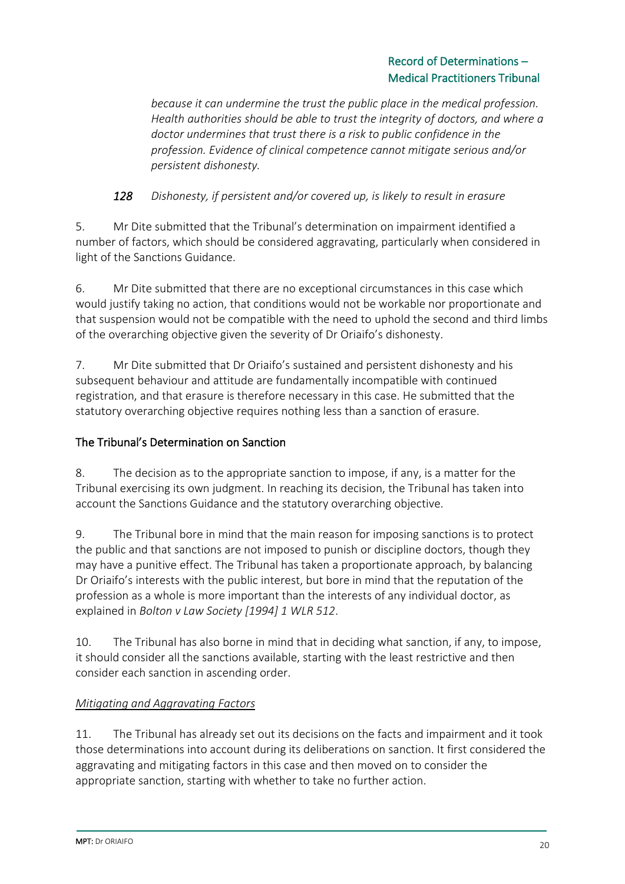*because it can undermine the trust the public place in the medical profession. Health authorities should be able to trust the integrity of doctors, and where a doctor undermines that trust there is a risk to public confidence in the profession. Evidence of clinical competence cannot mitigate serious and/or persistent dishonesty.*

*128 Dishonesty, if persistent and/or covered up, is likely to result in erasure*

5. Mr Dite submitted that the Tribunal's determination on impairment identified a number of factors, which should be considered aggravating, particularly when considered in light of the Sanctions Guidance.

6. Mr Dite submitted that there are no exceptional circumstances in this case which would justify taking no action, that conditions would not be workable nor proportionate and that suspension would not be compatible with the need to uphold the second and third limbs of the overarching objective given the severity of Dr Oriaifo's dishonesty.

7. Mr Dite submitted that Dr Oriaifo's sustained and persistent dishonesty and his subsequent behaviour and attitude are fundamentally incompatible with continued registration, and that erasure is therefore necessary in this case. He submitted that the statutory overarching objective requires nothing less than a sanction of erasure.

## The Tribunal's Determination on Sanction

8. The decision as to the appropriate sanction to impose, if any, is a matter for the Tribunal exercising its own judgment. In reaching its decision, the Tribunal has taken into account the Sanctions Guidance and the statutory overarching objective.

9. The Tribunal bore in mind that the main reason for imposing sanctions is to protect the public and that sanctions are not imposed to punish or discipline doctors, though they may have a punitive effect. The Tribunal has taken a proportionate approach, by balancing Dr Oriaifo's interests with the public interest, but bore in mind that the reputation of the profession as a whole is more important than the interests of any individual doctor, as explained in *Bolton v Law Society [1994] 1 WLR 512*.

10. The Tribunal has also borne in mind that in deciding what sanction, if any, to impose, it should consider all the sanctions available, starting with the least restrictive and then consider each sanction in ascending order.

### *Mitigating and Aggravating Factors*

11. The Tribunal has already set out its decisions on the facts and impairment and it took those determinations into account during its deliberations on sanction. It first considered the aggravating and mitigating factors in this case and then moved on to consider the appropriate sanction, starting with whether to take no further action.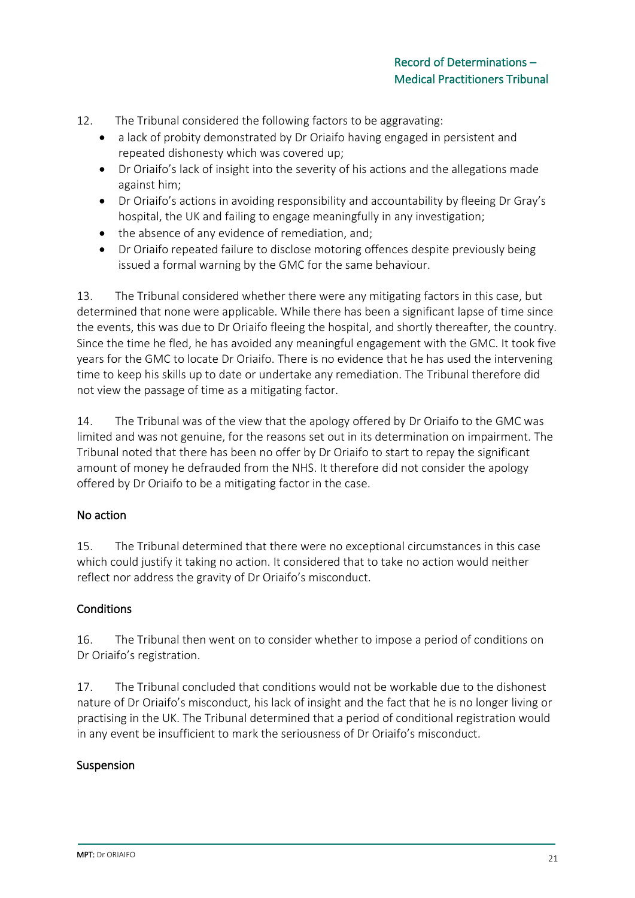12. The Tribunal considered the following factors to be aggravating:

- a lack of probity demonstrated by Dr Oriaifo having engaged in persistent and repeated dishonesty which was covered up;
- Dr Oriaifo's lack of insight into the severity of his actions and the allegations made against him;
- Dr Oriaifo's actions in avoiding responsibility and accountability by fleeing Dr Gray's hospital, the UK and failing to engage meaningfully in any investigation;
- the absence of any evidence of remediation, and;
- Dr Oriaifo repeated failure to disclose motoring offences despite previously being issued a formal warning by the GMC for the same behaviour.

13. The Tribunal considered whether there were any mitigating factors in this case, but determined that none were applicable. While there has been a significant lapse of time since the events, this was due to Dr Oriaifo fleeing the hospital, and shortly thereafter, the country. Since the time he fled, he has avoided any meaningful engagement with the GMC. It took five years for the GMC to locate Dr Oriaifo. There is no evidence that he has used the intervening time to keep his skills up to date or undertake any remediation. The Tribunal therefore did not view the passage of time as a mitigating factor.

14. The Tribunal was of the view that the apology offered by Dr Oriaifo to the GMC was limited and was not genuine, for the reasons set out in its determination on impairment. The Tribunal noted that there has been no offer by Dr Oriaifo to start to repay the significant amount of money he defrauded from the NHS. It therefore did not consider the apology offered by Dr Oriaifo to be a mitigating factor in the case.

### No action

15. The Tribunal determined that there were no exceptional circumstances in this case which could justify it taking no action. It considered that to take no action would neither reflect nor address the gravity of Dr Oriaifo's misconduct.

### Conditions

16. The Tribunal then went on to consider whether to impose a period of conditions on Dr Oriaifo's registration.

17. The Tribunal concluded that conditions would not be workable due to the dishonest nature of Dr Oriaifo's misconduct, his lack of insight and the fact that he is no longer living or practising in the UK. The Tribunal determined that a period of conditional registration would in any event be insufficient to mark the seriousness of Dr Oriaifo's misconduct.

### Suspension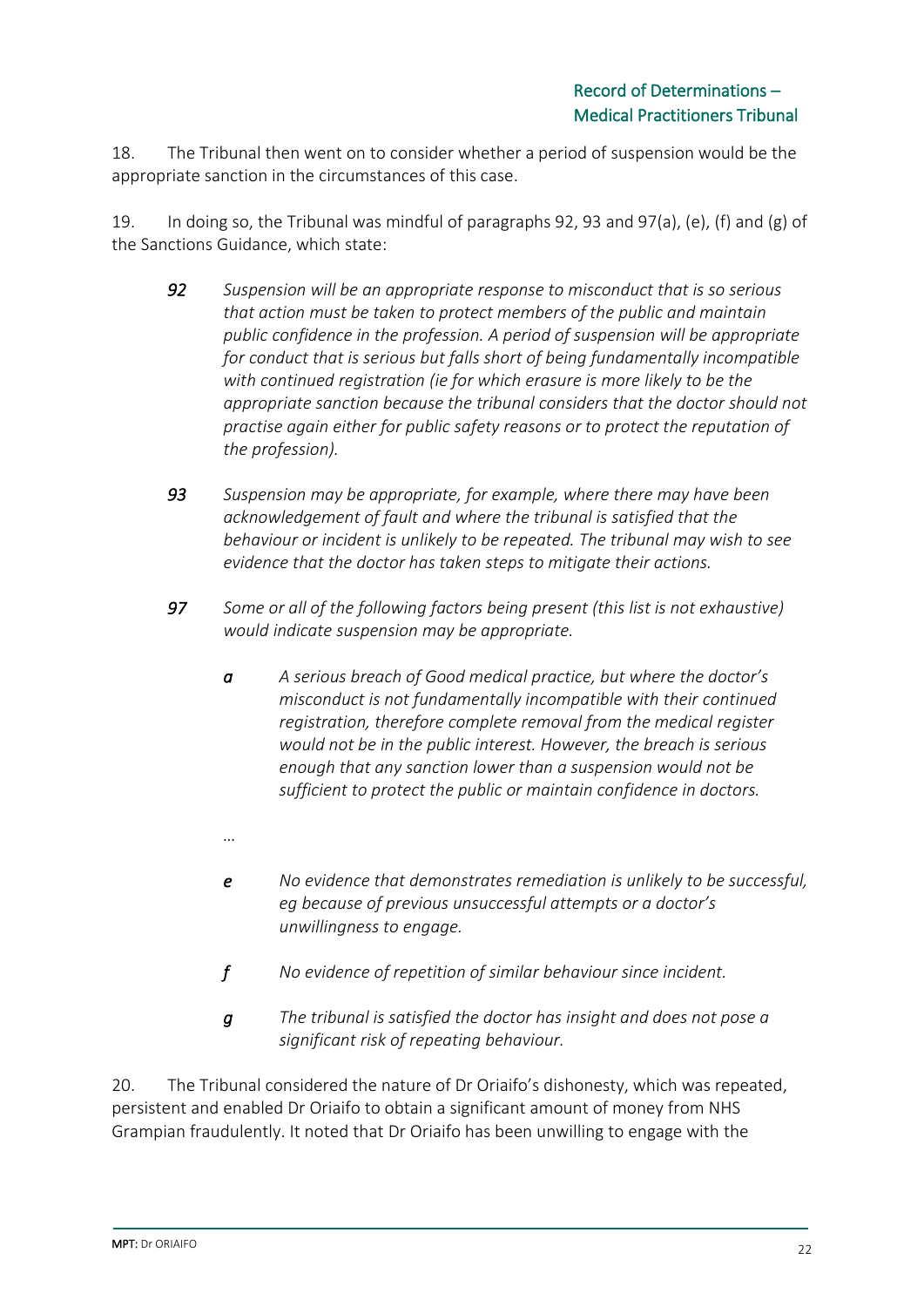18. The Tribunal then went on to consider whether a period of suspension would be the appropriate sanction in the circumstances of this case.

19. In doing so, the Tribunal was mindful of paragraphs 92, 93 and 97(a), (e), (f) and (g) of the Sanctions Guidance, which state:

> ***92*** *Suspension will be an appropriate response to misconduct that is so serious that action must be taken to protect members of the public and maintain public confidence in the profession. A period of suspension will be appropriate for conduct that is serious but falls short of being fundamentally incompatible with continued registration (ie for which erasure is more likely to be the appropriate sanction because the tribunal considers that the doctor should not practise again either for public safety reasons or to protect the reputation of the profession).*
>
> ***93*** *Suspension may be appropriate, for example, where there may have been acknowledgement of fault and where the tribunal is satisfied that the behaviour or incident is unlikely to be repeated. The tribunal may wish to see evidence that the doctor has taken steps to mitigate their actions.*
>
> ***97*** *Some or all of the following factors being present (this list is not exhaustive) would indicate suspension may be appropriate.*
>
> > ***a*** *A serious breach of Good medical practice, but where the doctor's misconduct is not fundamentally incompatible with their continued registration, therefore complete removal from the medical register would not be in the public interest. However, the breach is serious enough that any sanction lower than a suspension would not be sufficient to protect the public or maintain confidence in doctors.*
> >
> > *...*
> >
> > ***e*** *No evidence that demonstrates remediation is unlikely to be successful, eg because of previous unsuccessful attempts or a doctor's unwillingness to engage.*
> >
> > ***f*** *No evidence of repetition of similar behaviour since incident.*
> >
> > ***g*** *The tribunal is satisfied the doctor has insight and does not pose a significant risk of repeating behaviour.*

20. The Tribunal considered the nature of Dr Oriaifo's dishonesty, which was repeated, persistent and enabled Dr Oriaifo to obtain a significant amount of money from NHS Grampian fraudulently. It noted that Dr Oriaifo has been unwilling to engage with the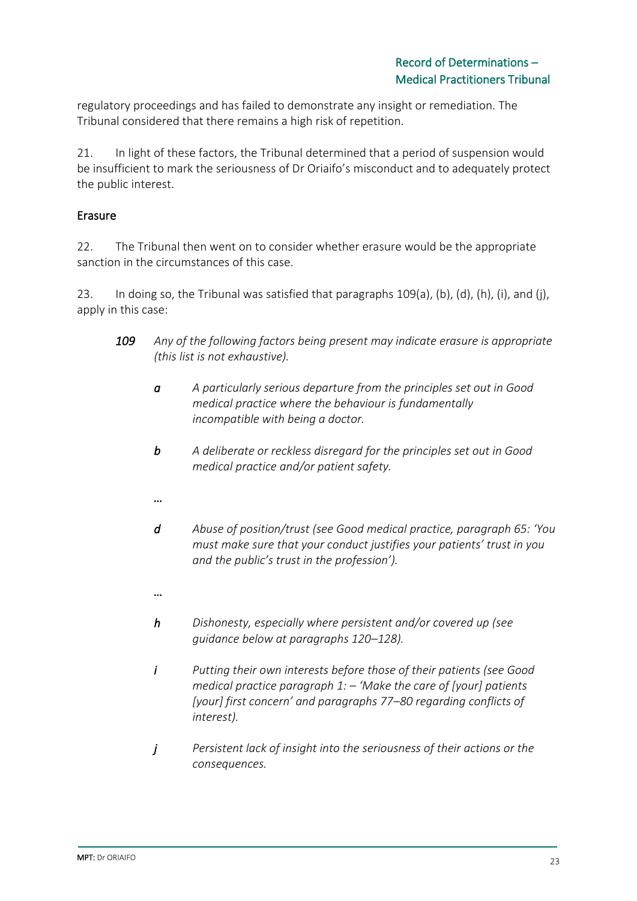regulatory proceedings and has failed to demonstrate any insight or remediation. The Tribunal considered that there remains a high risk of repetition.

21. In light of these factors, the Tribunal determined that a period of suspension would be insufficient to mark the seriousness of Dr Oriaifo's misconduct and to adequately protect the public interest.

## Erasure

22. The Tribunal then went on to consider whether erasure would be the appropriate sanction in the circumstances of this case.

23. In doing so, the Tribunal was satisfied that paragraphs 109(a), (b), (d), (h), (i), and (j), apply in this case:

> ***109*** *Any of the following factors being present may indicate erasure is appropriate (this list is not exhaustive).*
>
> ***a*** *A particularly serious departure from the principles set out in Good medical practice where the behaviour is fundamentally incompatible with being a doctor.*
>
> ***b*** *A deliberate or reckless disregard for the principles set out in Good medical practice and/or patient safety.*
>
> *…*
>
> ***d*** *Abuse of position/trust (see Good medical practice, paragraph 65: 'You must make sure that your conduct justifies your patients' trust in you and the public's trust in the profession').*
>
> *…*
>
> ***h*** *Dishonesty, especially where persistent and/or covered up (see guidance below at paragraphs 120–128).*
>
> ***i*** *Putting their own interests before those of their patients (see Good medical practice paragraph 1: – 'Make the care of [your] patients [your] first concern' and paragraphs 77–80 regarding conflicts of interest).*
>
> ***j*** *Persistent lack of insight into the seriousness of their actions or the consequences.*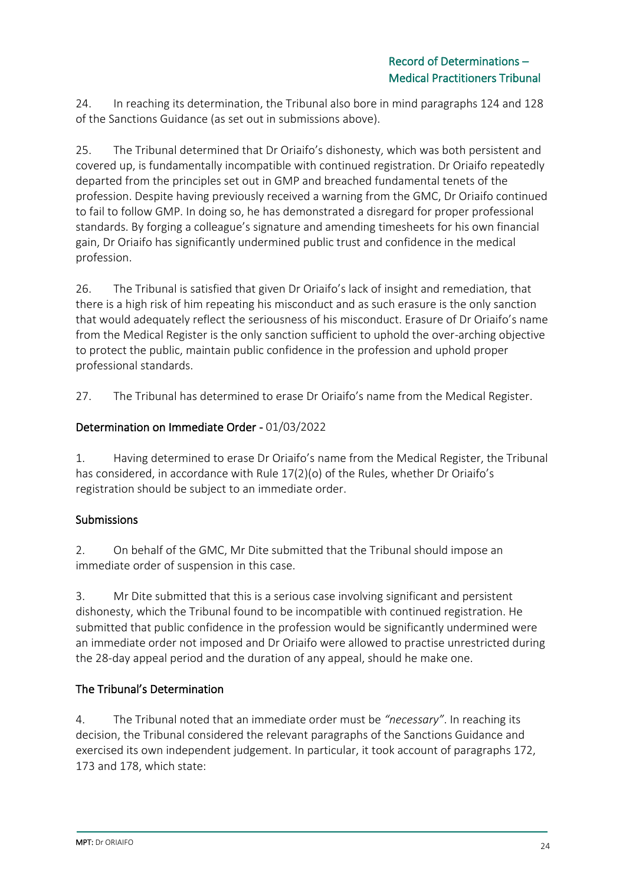24. In reaching its determination, the Tribunal also bore in mind paragraphs 124 and 128 of the Sanctions Guidance (as set out in submissions above).

25. The Tribunal determined that Dr Oriaifo's dishonesty, which was both persistent and covered up, is fundamentally incompatible with continued registration. Dr Oriaifo repeatedly departed from the principles set out in GMP and breached fundamental tenets of the profession. Despite having previously received a warning from the GMC, Dr Oriaifo continued to fail to follow GMP. In doing so, he has demonstrated a disregard for proper professional standards. By forging a colleague's signature and amending timesheets for his own financial gain, Dr Oriaifo has significantly undermined public trust and confidence in the medical profession.

26. The Tribunal is satisfied that given Dr Oriaifo's lack of insight and remediation, that there is a high risk of him repeating his misconduct and as such erasure is the only sanction that would adequately reflect the seriousness of his misconduct. Erasure of Dr Oriaifo's name from the Medical Register is the only sanction sufficient to uphold the over-arching objective to protect the public, maintain public confidence in the profession and uphold proper professional standards.

27. The Tribunal has determined to erase Dr Oriaifo's name from the Medical Register.

## Determination on Immediate Order - 01/03/2022

1. Having determined to erase Dr Oriaifo's name from the Medical Register, the Tribunal has considered, in accordance with Rule 17(2)(o) of the Rules, whether Dr Oriaifo's registration should be subject to an immediate order.

### Submissions

2. On behalf of the GMC, Mr Dite submitted that the Tribunal should impose an immediate order of suspension in this case.

3. Mr Dite submitted that this is a serious case involving significant and persistent dishonesty, which the Tribunal found to be incompatible with continued registration. He submitted that public confidence in the profession would be significantly undermined were an immediate order not imposed and Dr Oriaifo were allowed to practise unrestricted during the 28-day appeal period and the duration of any appeal, should he make one.

### The Tribunal's Determination

4. The Tribunal noted that an immediate order must be *"necessary"*. In reaching its decision, the Tribunal considered the relevant paragraphs of the Sanctions Guidance and exercised its own independent judgement. In particular, it took account of paragraphs 172, 173 and 178, which state: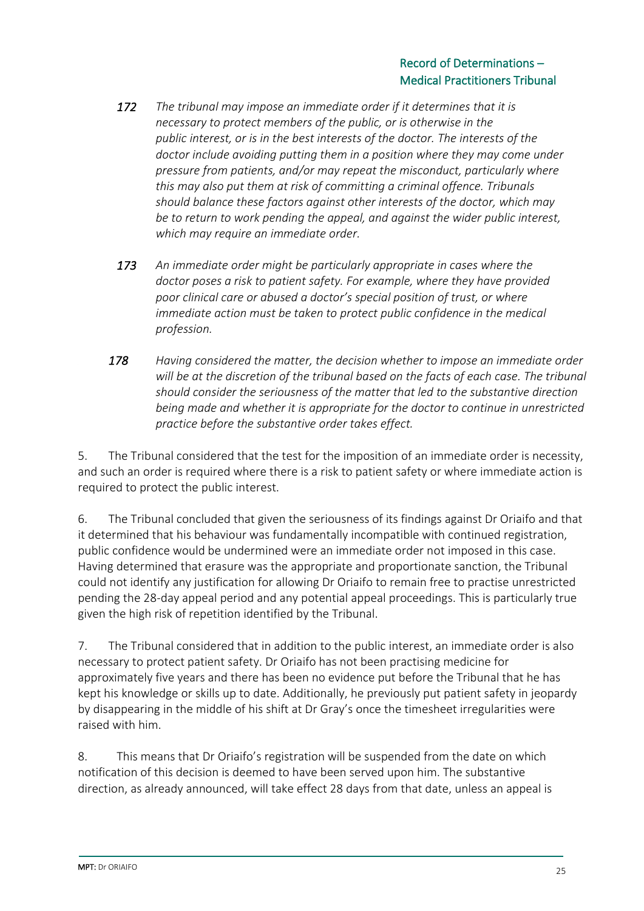*172* *The tribunal may impose an immediate order if it determines that it is necessary to protect members of the public, or is otherwise in the public interest, or is in the best interests of the doctor. The interests of the doctor include avoiding putting them in a position where they may come under pressure from patients, and/or may repeat the misconduct, particularly where this may also put them at risk of committing a criminal offence. Tribunals should balance these factors against other interests of the doctor, which may be to return to work pending the appeal, and against the wider public interest, which may require an immediate order.*

*173* *An immediate order might be particularly appropriate in cases where the doctor poses a risk to patient safety. For example, where they have provided poor clinical care or abused a doctor's special position of trust, or where immediate action must be taken to protect public confidence in the medical profession.*

*178* *Having considered the matter, the decision whether to impose an immediate order will be at the discretion of the tribunal based on the facts of each case. The tribunal should consider the seriousness of the matter that led to the substantive direction being made and whether it is appropriate for the doctor to continue in unrestricted practice before the substantive order takes effect.*

5. The Tribunal considered that the test for the imposition of an immediate order is necessity, and such an order is required where there is a risk to patient safety or where immediate action is required to protect the public interest.

6. The Tribunal concluded that given the seriousness of its findings against Dr Oriaifo and that it determined that his behaviour was fundamentally incompatible with continued registration, public confidence would be undermined were an immediate order not imposed in this case. Having determined that erasure was the appropriate and proportionate sanction, the Tribunal could not identify any justification for allowing Dr Oriaifo to remain free to practise unrestricted pending the 28-day appeal period and any potential appeal proceedings. This is particularly true given the high risk of repetition identified by the Tribunal.

7. The Tribunal considered that in addition to the public interest, an immediate order is also necessary to protect patient safety. Dr Oriaifo has not been practising medicine for approximately five years and there has been no evidence put before the Tribunal that he has kept his knowledge or skills up to date. Additionally, he previously put patient safety in jeopardy by disappearing in the middle of his shift at Dr Gray's once the timesheet irregularities were raised with him.

8. This means that Dr Oriaifo's registration will be suspended from the date on which notification of this decision is deemed to have been served upon him. The substantive direction, as already announced, will take effect 28 days from that date, unless an appeal is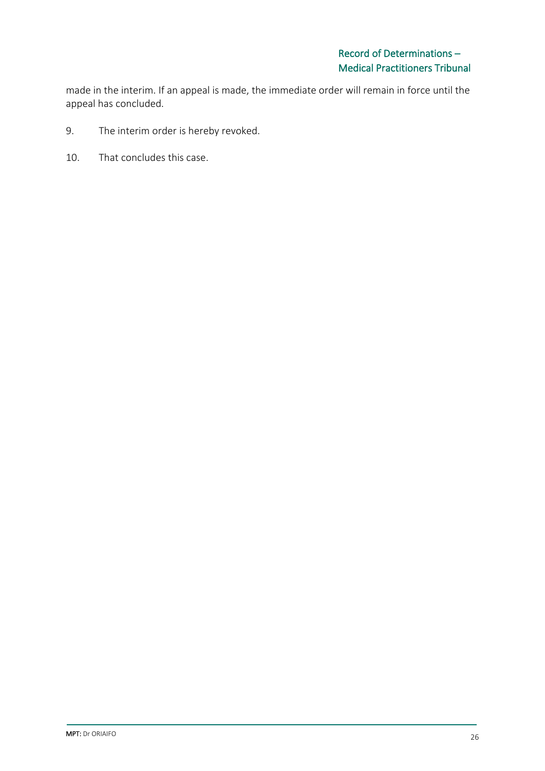made in the interim. If an appeal is made, the immediate order will remain in force until the appeal has concluded.

9. The interim order is hereby revoked.

10. That concludes this case.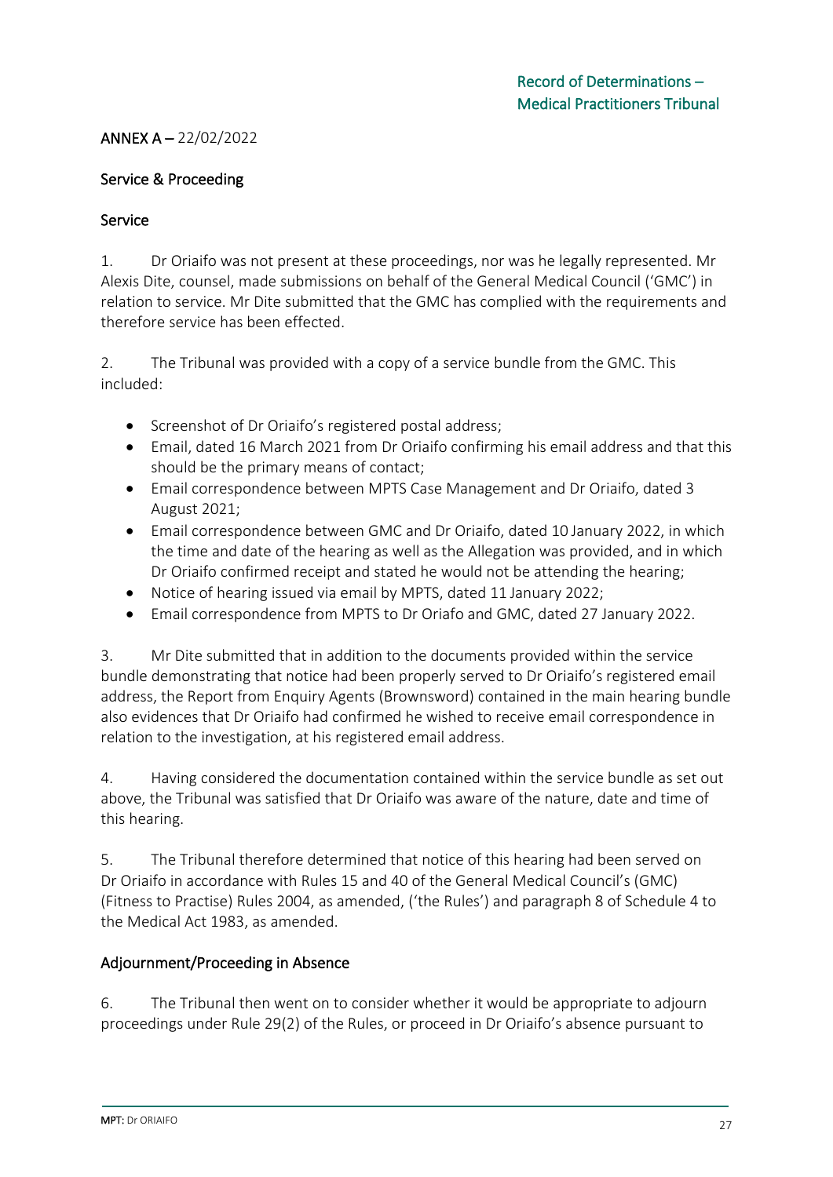**ANNEX A** – 22/02/2022

## Service & Proceeding

### Service

1. Dr Oriaifo was not present at these proceedings, nor was he legally represented. Mr Alexis Dite, counsel, made submissions on behalf of the General Medical Council ('GMC') in relation to service. Mr Dite submitted that the GMC has complied with the requirements and therefore service has been effected.

2. The Tribunal was provided with a copy of a service bundle from the GMC. This included:

- Screenshot of Dr Oriaifo's registered postal address;
- Email, dated 16 March 2021 from Dr Oriaifo confirming his email address and that this should be the primary means of contact;
- Email correspondence between MPTS Case Management and Dr Oriaifo, dated 3 August 2021;
- Email correspondence between GMC and Dr Oriaifo, dated 10 January 2022, in which the time and date of the hearing as well as the Allegation was provided, and in which Dr Oriaifo confirmed receipt and stated he would not be attending the hearing;
- Notice of hearing issued via email by MPTS, dated 11 January 2022;
- Email correspondence from MPTS to Dr Oriafo and GMC, dated 27 January 2022.

3. Mr Dite submitted that in addition to the documents provided within the service bundle demonstrating that notice had been properly served to Dr Oriaifo's registered email address, the Report from Enquiry Agents (Brownsword) contained in the main hearing bundle also evidences that Dr Oriaifo had confirmed he wished to receive email correspondence in relation to the investigation, at his registered email address.

4. Having considered the documentation contained within the service bundle as set out above, the Tribunal was satisfied that Dr Oriaifo was aware of the nature, date and time of this hearing.

5. The Tribunal therefore determined that notice of this hearing had been served on Dr Oriaifo in accordance with Rules 15 and 40 of the General Medical Council's (GMC) (Fitness to Practise) Rules 2004, as amended, ('the Rules') and paragraph 8 of Schedule 4 to the Medical Act 1983, as amended.

### Adjournment/Proceeding in Absence

6. The Tribunal then went on to consider whether it would be appropriate to adjourn proceedings under Rule 29(2) of the Rules, or proceed in Dr Oriaifo's absence pursuant to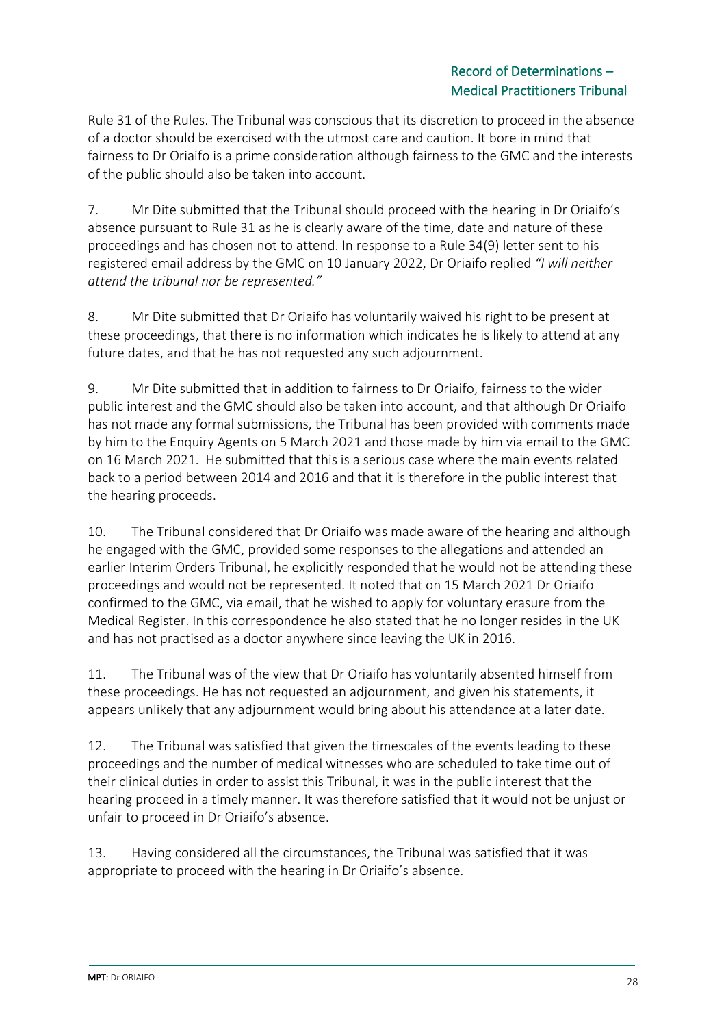Rule 31 of the Rules. The Tribunal was conscious that its discretion to proceed in the absence of a doctor should be exercised with the utmost care and caution. It bore in mind that fairness to Dr Oriaifo is a prime consideration although fairness to the GMC and the interests of the public should also be taken into account.

7. Mr Dite submitted that the Tribunal should proceed with the hearing in Dr Oriaifo's absence pursuant to Rule 31 as he is clearly aware of the time, date and nature of these proceedings and has chosen not to attend. In response to a Rule 34(9) letter sent to his registered email address by the GMC on 10 January 2022, Dr Oriaifo replied *"I will neither attend the tribunal nor be represented."*

8. Mr Dite submitted that Dr Oriaifo has voluntarily waived his right to be present at these proceedings, that there is no information which indicates he is likely to attend at any future dates, and that he has not requested any such adjournment.

9. Mr Dite submitted that in addition to fairness to Dr Oriaifo, fairness to the wider public interest and the GMC should also be taken into account, and that although Dr Oriaifo has not made any formal submissions, the Tribunal has been provided with comments made by him to the Enquiry Agents on 5 March 2021 and those made by him via email to the GMC on 16 March 2021. He submitted that this is a serious case where the main events related back to a period between 2014 and 2016 and that it is therefore in the public interest that the hearing proceeds.

10. The Tribunal considered that Dr Oriaifo was made aware of the hearing and although he engaged with the GMC, provided some responses to the allegations and attended an earlier Interim Orders Tribunal, he explicitly responded that he would not be attending these proceedings and would not be represented. It noted that on 15 March 2021 Dr Oriaifo confirmed to the GMC, via email, that he wished to apply for voluntary erasure from the Medical Register. In this correspondence he also stated that he no longer resides in the UK and has not practised as a doctor anywhere since leaving the UK in 2016.

11. The Tribunal was of the view that Dr Oriaifo has voluntarily absented himself from these proceedings. He has not requested an adjournment, and given his statements, it appears unlikely that any adjournment would bring about his attendance at a later date.

12. The Tribunal was satisfied that given the timescales of the events leading to these proceedings and the number of medical witnesses who are scheduled to take time out of their clinical duties in order to assist this Tribunal, it was in the public interest that the hearing proceed in a timely manner. It was therefore satisfied that it would not be unjust or unfair to proceed in Dr Oriaifo's absence.

13. Having considered all the circumstances, the Tribunal was satisfied that it was appropriate to proceed with the hearing in Dr Oriaifo's absence.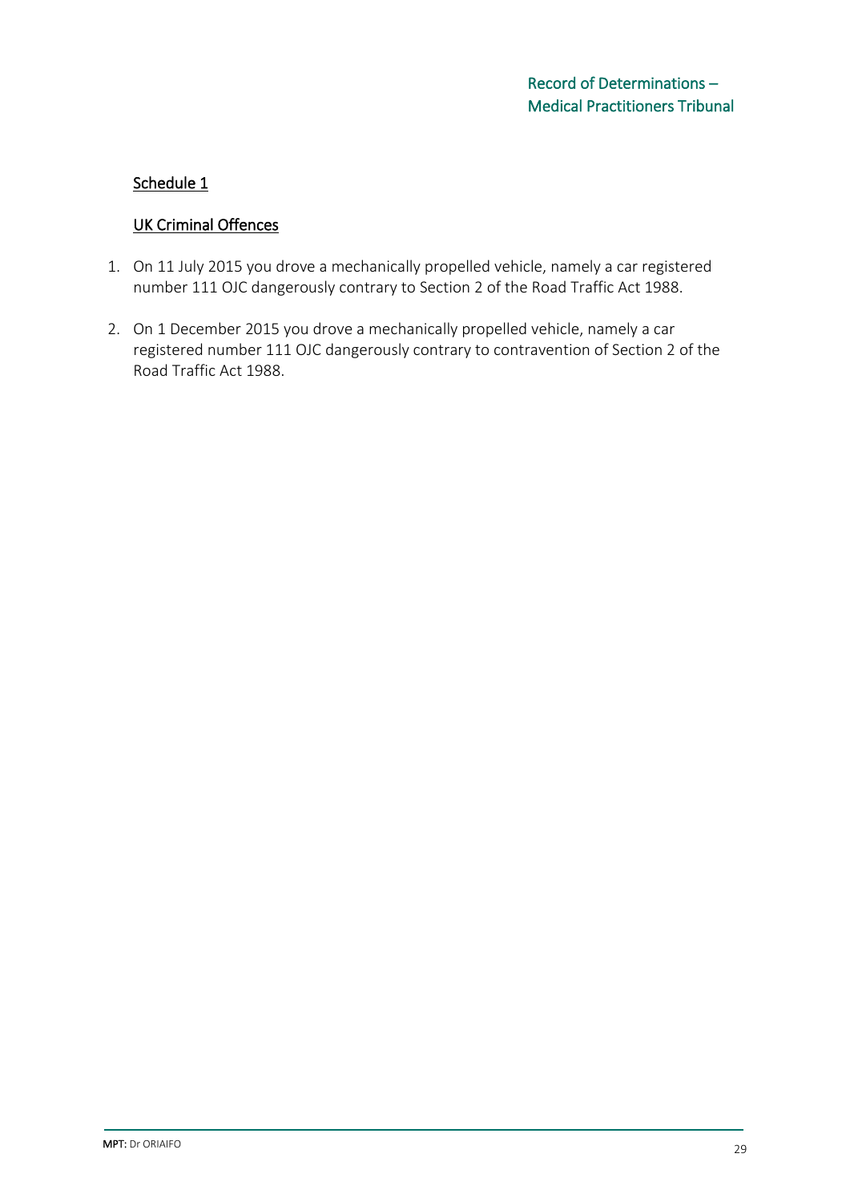## Schedule 1

### UK Criminal Offences

1. On 11 July 2015 you drove a mechanically propelled vehicle, namely a car registered number 111 OJC dangerously contrary to Section 2 of the Road Traffic Act 1988.

2. On 1 December 2015 you drove a mechanically propelled vehicle, namely a car registered number 111 OJC dangerously contrary to contravention of Section 2 of the Road Traffic Act 1988.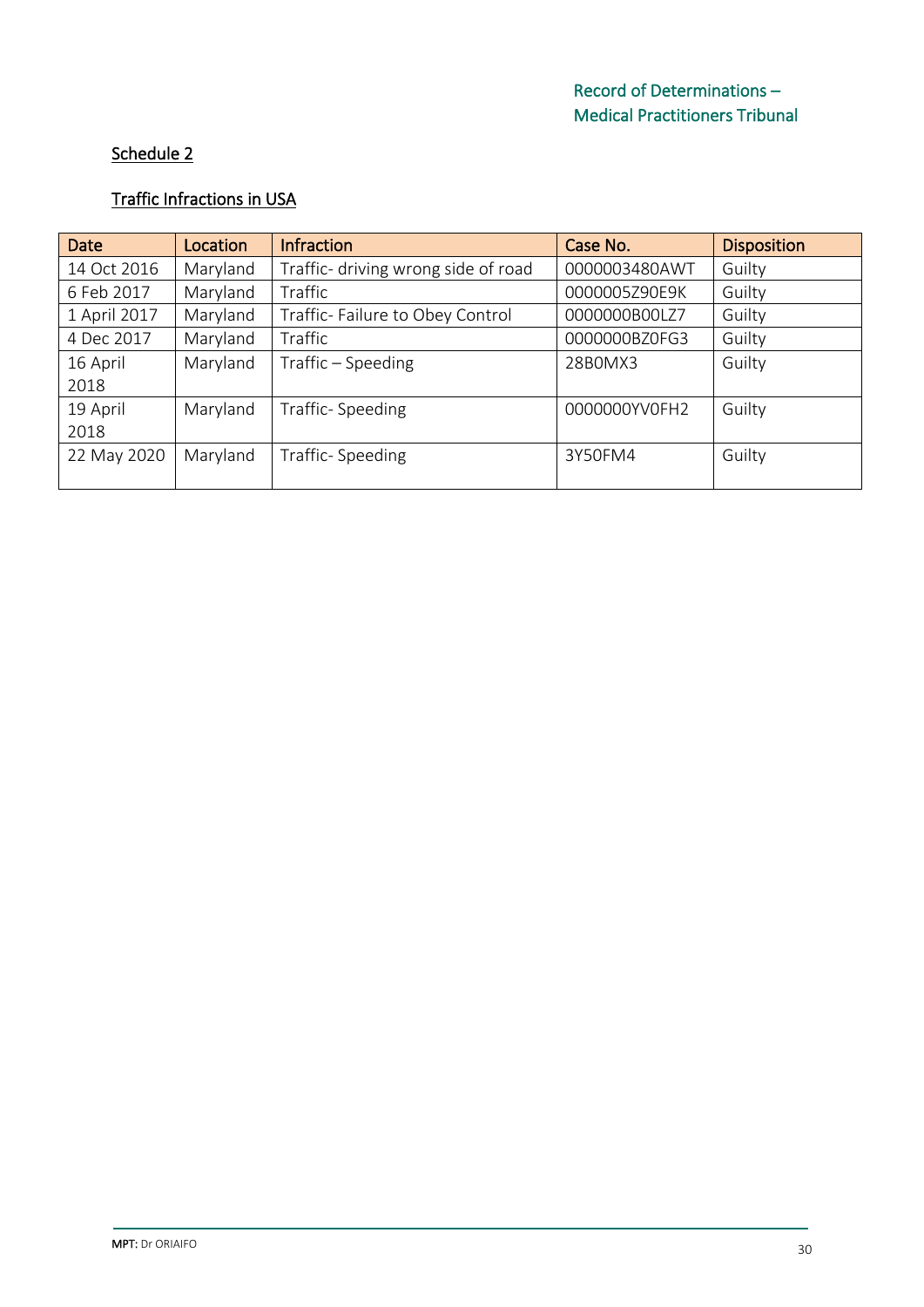Schedule 2

Traffic Infractions in USA

| Date | Location | Infraction | Case No. | Disposition |
| --- | --- | --- | --- | --- |
| 14 Oct 2016 | Maryland | Traffic- driving wrong side of road | 0000003480AWT | Guilty |
| 6 Feb 2017 | Maryland | Traffic | 0000005Z90E9K | Guilty |
| 1 April 2017 | Maryland | Traffic- Failure to Obey Control | 0000000B00LZ7 | Guilty |
| 4 Dec 2017 | Maryland | Traffic | 0000000BZ0FG3 | Guilty |
| 16 April 2018 | Maryland | Traffic – Speeding | 28B0MX3 | Guilty |
| 19 April 2018 | Maryland | Traffic- Speeding | 0000000YV0FH2 | Guilty |
| 22 May 2020 | Maryland | Traffic- Speeding | 3Y50FM4 | Guilty |